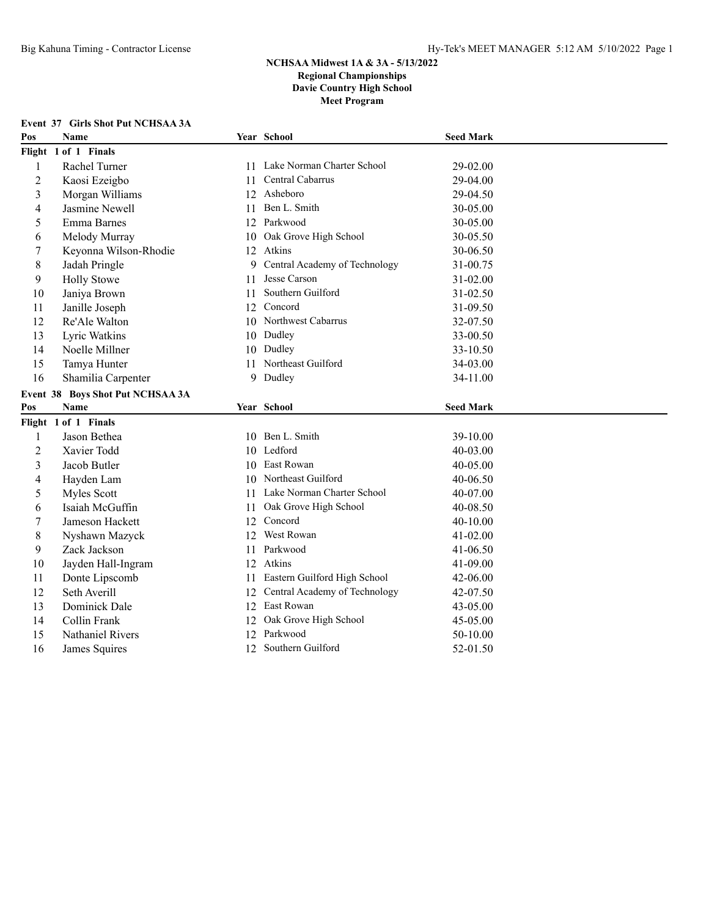**NCHSAA Midwest 1A & 3A - 5/13/2022**
**Regional Championships**
**Davie Country High School**
**Meet Program**

### Event 37 Girls Shot Put NCHSAA 3A

| Pos | Name | Year | School | Seed Mark |
|---|---|---|---|---|
| **Flight 1 of 1 Finals** | | | | |
| 1 | Rachel Turner | 11 | Lake Norman Charter School | 29-02.00 |
| 2 | Kaosi Ezeigbo | 11 | Central Cabarrus | 29-04.00 |
| 3 | Morgan Williams | 12 | Asheboro | 29-04.50 |
| 4 | Jasmine Newell | 11 | Ben L. Smith | 30-05.00 |
| 5 | Emma Barnes | 12 | Parkwood | 30-05.00 |
| 6 | Melody Murray | 10 | Oak Grove High School | 30-05.50 |
| 7 | Keyonna Wilson-Rhodie | 12 | Atkins | 30-06.50 |
| 8 | Jadah Pringle | 9 | Central Academy of Technology | 31-00.75 |
| 9 | Holly Stowe | 11 | Jesse Carson | 31-02.00 |
| 10 | Janiya Brown | 11 | Southern Guilford | 31-02.50 |
| 11 | Janille Joseph | 12 | Concord | 31-09.50 |
| 12 | Re'Ale Walton | 10 | Northwest Cabarrus | 32-07.50 |
| 13 | Lyric Watkins | 10 | Dudley | 33-00.50 |
| 14 | Noelle Millner | 10 | Dudley | 33-10.50 |
| 15 | Tamya Hunter | 11 | Northeast Guilford | 34-03.00 |
| 16 | Shamilia Carpenter | 9 | Dudley | 34-11.00 |

### Event 38 Boys Shot Put NCHSAA 3A

| Pos | Name | Year | School | Seed Mark |
|---|---|---|---|---|
| **Flight 1 of 1 Finals** | | | | |
| 1 | Jason Bethea | 10 | Ben L. Smith | 39-10.00 |
| 2 | Xavier Todd | 10 | Ledford | 40-03.00 |
| 3 | Jacob Butler | 10 | East Rowan | 40-05.00 |
| 4 | Hayden Lam | 10 | Northeast Guilford | 40-06.50 |
| 5 | Myles Scott | 11 | Lake Norman Charter School | 40-07.00 |
| 6 | Isaiah McGuffin | 11 | Oak Grove High School | 40-08.50 |
| 7 | Jameson Hackett | 12 | Concord | 40-10.00 |
| 8 | Nyshawn Mazyck | 12 | West Rowan | 41-02.00 |
| 9 | Zack Jackson | 11 | Parkwood | 41-06.50 |
| 10 | Jayden Hall-Ingram | 12 | Atkins | 41-09.00 |
| 11 | Donte Lipscomb | 11 | Eastern Guilford High School | 42-06.00 |
| 12 | Seth Averill | 12 | Central Academy of Technology | 42-07.50 |
| 13 | Dominick Dale | 12 | East Rowan | 43-05.00 |
| 14 | Collin Frank | 12 | Oak Grove High School | 45-05.00 |
| 15 | Nathaniel Rivers | 12 | Parkwood | 50-10.00 |
| 16 | James Squires | 12 | Southern Guilford | 52-01.50 |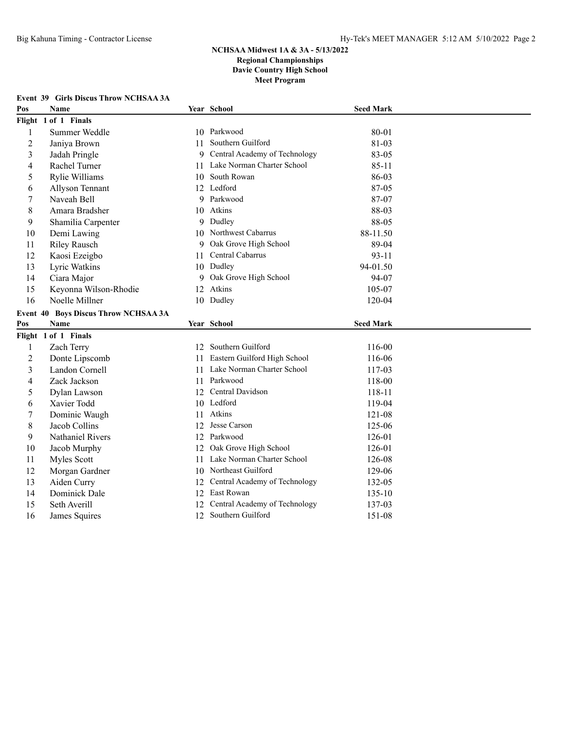**NCHSAA Midwest 1A & 3A - 5/13/2022**
**Regional Championships**
**Davie Country High School**
**Meet Program**

### Event 39 Girls Discus Throw NCHSAA 3A

| Pos | Name | Year | School | Seed Mark |
|---|---|---|---|---|
| **Flight 1 of 1 Finals** | | | | |
| 1 | Summer Weddle | 10 | Parkwood | 80-01 |
| 2 | Janiya Brown | 11 | Southern Guilford | 81-03 |
| 3 | Jadah Pringle | 9 | Central Academy of Technology | 83-05 |
| 4 | Rachel Turner | 11 | Lake Norman Charter School | 85-11 |
| 5 | Rylie Williams | 10 | South Rowan | 86-03 |
| 6 | Allyson Tennant | 12 | Ledford | 87-05 |
| 7 | Naveah Bell | 9 | Parkwood | 87-07 |
| 8 | Amara Bradsher | 10 | Atkins | 88-03 |
| 9 | Shamilia Carpenter | 9 | Dudley | 88-05 |
| 10 | Demi Lawing | 10 | Northwest Cabarrus | 88-11.50 |
| 11 | Riley Rausch | 9 | Oak Grove High School | 89-04 |
| 12 | Kaosi Ezeigbo | 11 | Central Cabarrus | 93-11 |
| 13 | Lyric Watkins | 10 | Dudley | 94-01.50 |
| 14 | Ciara Major | 9 | Oak Grove High School | 94-07 |
| 15 | Keyonna Wilson-Rhodie | 12 | Atkins | 105-07 |
| 16 | Noelle Millner | 10 | Dudley | 120-04 |

### Event 40 Boys Discus Throw NCHSAA 3A

| Pos | Name | Year | School | Seed Mark |
|---|---|---|---|---|
| **Flight 1 of 1 Finals** | | | | |
| 1 | Zach Terry | 12 | Southern Guilford | 116-00 |
| 2 | Donte Lipscomb | 11 | Eastern Guilford High School | 116-06 |
| 3 | Landon Cornell | 11 | Lake Norman Charter School | 117-03 |
| 4 | Zack Jackson | 11 | Parkwood | 118-00 |
| 5 | Dylan Lawson | 12 | Central Davidson | 118-11 |
| 6 | Xavier Todd | 10 | Ledford | 119-04 |
| 7 | Dominic Waugh | 11 | Atkins | 121-08 |
| 8 | Jacob Collins | 12 | Jesse Carson | 125-06 |
| 9 | Nathaniel Rivers | 12 | Parkwood | 126-01 |
| 10 | Jacob Murphy | 12 | Oak Grove High School | 126-01 |
| 11 | Myles Scott | 11 | Lake Norman Charter School | 126-08 |
| 12 | Morgan Gardner | 10 | Northeast Guilford | 129-06 |
| 13 | Aiden Curry | 12 | Central Academy of Technology | 132-05 |
| 14 | Dominick Dale | 12 | East Rowan | 135-10 |
| 15 | Seth Averill | 12 | Central Academy of Technology | 137-03 |
| 16 | James Squires | 12 | Southern Guilford | 151-08 |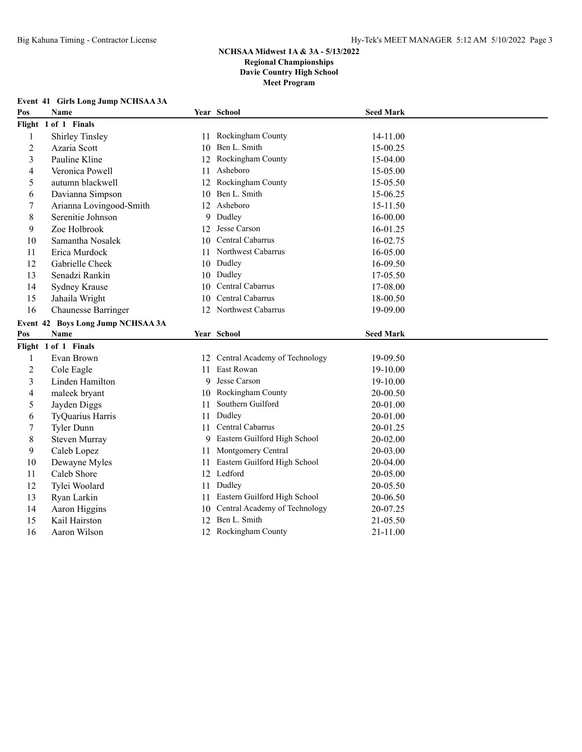## NCHSAA Midwest 1A & 3A - 5/13/2022
### Regional Championships
### Davie Country High School
### Meet Program

**Event 41 Girls Long Jump NCHSAA 3A**

| Pos | Name | Year | School | Seed Mark |
|---|---|---|---|---|
| **Flight 1 of 1 Finals** | | | | |
| 1 | Shirley Tinsley | 11 | Rockingham County | 14-11.00 |
| 2 | Azaria Scott | 10 | Ben L. Smith | 15-00.25 |
| 3 | Pauline Kline | 12 | Rockingham County | 15-04.00 |
| 4 | Veronica Powell | 11 | Asheboro | 15-05.00 |
| 5 | autumn blackwell | 12 | Rockingham County | 15-05.50 |
| 6 | Davianna Simpson | 10 | Ben L. Smith | 15-06.25 |
| 7 | Arianna Lovingood-Smith | 12 | Asheboro | 15-11.50 |
| 8 | Serenitie Johnson | 9 | Dudley | 16-00.00 |
| 9 | Zoe Holbrook | 12 | Jesse Carson | 16-01.25 |
| 10 | Samantha Nosalek | 10 | Central Cabarrus | 16-02.75 |
| 11 | Erica Murdock | 11 | Northwest Cabarrus | 16-05.00 |
| 12 | Gabrielle Cheek | 10 | Dudley | 16-09.50 |
| 13 | Senadzi Rankin | 10 | Dudley | 17-05.50 |
| 14 | Sydney Krause | 10 | Central Cabarrus | 17-08.00 |
| 15 | Jahaila Wright | 10 | Central Cabarrus | 18-00.50 |
| 16 | Chaunesse Barringer | 12 | Northwest Cabarrus | 19-09.00 |

**Event 42 Boys Long Jump NCHSAA 3A**

| Pos | Name | Year | School | Seed Mark |
|---|---|---|---|---|
| **Flight 1 of 1 Finals** | | | | |
| 1 | Evan Brown | 12 | Central Academy of Technology | 19-09.50 |
| 2 | Cole Eagle | 11 | East Rowan | 19-10.00 |
| 3 | Linden Hamilton | 9 | Jesse Carson | 19-10.00 |
| 4 | maleek bryant | 10 | Rockingham County | 20-00.50 |
| 5 | Jayden Diggs | 11 | Southern Guilford | 20-01.00 |
| 6 | TyQuarius Harris | 11 | Dudley | 20-01.00 |
| 7 | Tyler Dunn | 11 | Central Cabarrus | 20-01.25 |
| 8 | Steven Murray | 9 | Eastern Guilford High School | 20-02.00 |
| 9 | Caleb Lopez | 11 | Montgomery Central | 20-03.00 |
| 10 | Dewayne Myles | 11 | Eastern Guilford High School | 20-04.00 |
| 11 | Caleb Shore | 12 | Ledford | 20-05.00 |
| 12 | Tylei Woolard | 11 | Dudley | 20-05.50 |
| 13 | Ryan Larkin | 11 | Eastern Guilford High School | 20-06.50 |
| 14 | Aaron Higgins | 10 | Central Academy of Technology | 20-07.25 |
| 15 | Kail Hairston | 12 | Ben L. Smith | 21-05.50 |
| 16 | Aaron Wilson | 12 | Rockingham County | 21-11.00 |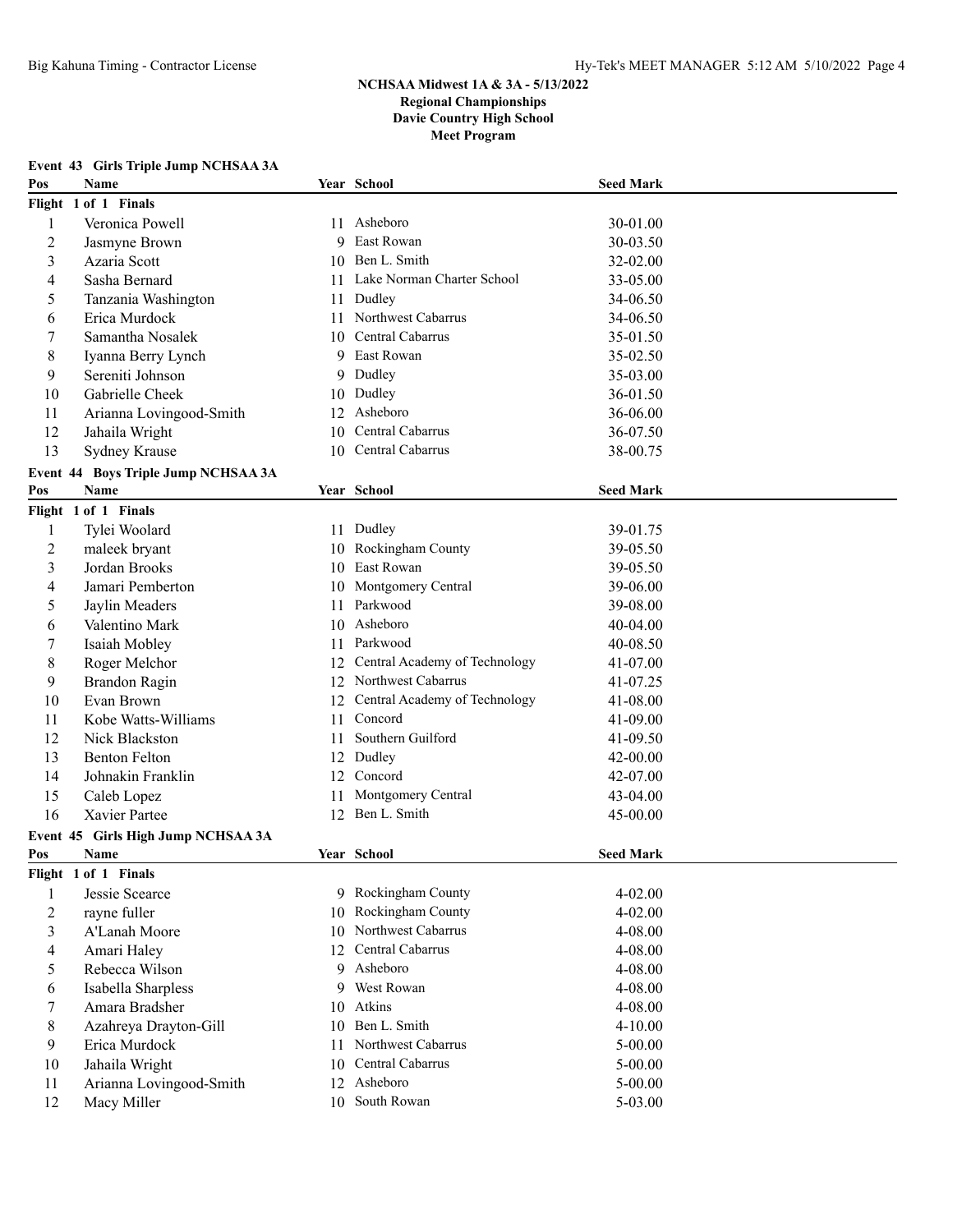# NCHSAA Midwest 1A & 3A - 5/13/2022
## Regional Championships
## Davie Country High School
## Meet Program

### Event 43 Girls Triple Jump NCHSAA 3A

| Pos | Name | Year | School | Seed Mark |
|---|---|---|---|---|
| **Flight 1 of 1 Finals** | | | | |
| 1 | Veronica Powell | 11 | Asheboro | 30-01.00 |
| 2 | Jasmyne Brown | 9 | East Rowan | 30-03.50 |
| 3 | Azaria Scott | 10 | Ben L. Smith | 32-02.00 |
| 4 | Sasha Bernard | 11 | Lake Norman Charter School | 33-05.00 |
| 5 | Tanzania Washington | 11 | Dudley | 34-06.50 |
| 6 | Erica Murdock | 11 | Northwest Cabarrus | 34-06.50 |
| 7 | Samantha Nosalek | 10 | Central Cabarrus | 35-01.50 |
| 8 | Iyanna Berry Lynch | 9 | East Rowan | 35-02.50 |
| 9 | Sereniti Johnson | 9 | Dudley | 35-03.00 |
| 10 | Gabrielle Cheek | 10 | Dudley | 36-01.50 |
| 11 | Arianna Lovingood-Smith | 12 | Asheboro | 36-06.00 |
| 12 | Jahaila Wright | 10 | Central Cabarrus | 36-07.50 |
| 13 | Sydney Krause | 10 | Central Cabarrus | 38-00.75 |

### Event 44 Boys Triple Jump NCHSAA 3A

| Pos | Name | Year | School | Seed Mark |
|---|---|---|---|---|
| **Flight 1 of 1 Finals** | | | | |
| 1 | Tylei Woolard | 11 | Dudley | 39-01.75 |
| 2 | maleek bryant | 10 | Rockingham County | 39-05.50 |
| 3 | Jordan Brooks | 10 | East Rowan | 39-05.50 |
| 4 | Jamari Pemberton | 10 | Montgomery Central | 39-06.00 |
| 5 | Jaylin Meaders | 11 | Parkwood | 39-08.00 |
| 6 | Valentino Mark | 10 | Asheboro | 40-04.00 |
| 7 | Isaiah Mobley | 11 | Parkwood | 40-08.50 |
| 8 | Roger Melchor | 12 | Central Academy of Technology | 41-07.00 |
| 9 | Brandon Ragin | 12 | Northwest Cabarrus | 41-07.25 |
| 10 | Evan Brown | 12 | Central Academy of Technology | 41-08.00 |
| 11 | Kobe Watts-Williams | 11 | Concord | 41-09.00 |
| 12 | Nick Blackston | 11 | Southern Guilford | 41-09.50 |
| 13 | Benton Felton | 12 | Dudley | 42-00.00 |
| 14 | Johnakin Franklin | 12 | Concord | 42-07.00 |
| 15 | Caleb Lopez | 11 | Montgomery Central | 43-04.00 |
| 16 | Xavier Partee | 12 | Ben L. Smith | 45-00.00 |

### Event 45 Girls High Jump NCHSAA 3A

| Pos | Name | Year | School | Seed Mark |
|---|---|---|---|---|
| **Flight 1 of 1 Finals** | | | | |
| 1 | Jessie Scearce | 9 | Rockingham County | 4-02.00 |
| 2 | rayne fuller | 10 | Rockingham County | 4-02.00 |
| 3 | A'Lanah Moore | 10 | Northwest Cabarrus | 4-08.00 |
| 4 | Amari Haley | 12 | Central Cabarrus | 4-08.00 |
| 5 | Rebecca Wilson | 9 | Asheboro | 4-08.00 |
| 6 | Isabella Sharpless | 9 | West Rowan | 4-08.00 |
| 7 | Amara Bradsher | 10 | Atkins | 4-08.00 |
| 8 | Azahreya Drayton-Gill | 10 | Ben L. Smith | 4-10.00 |
| 9 | Erica Murdock | 11 | Northwest Cabarrus | 5-00.00 |
| 10 | Jahaila Wright | 10 | Central Cabarrus | 5-00.00 |
| 11 | Arianna Lovingood-Smith | 12 | Asheboro | 5-00.00 |
| 12 | Macy Miller | 10 | South Rowan | 5-03.00 |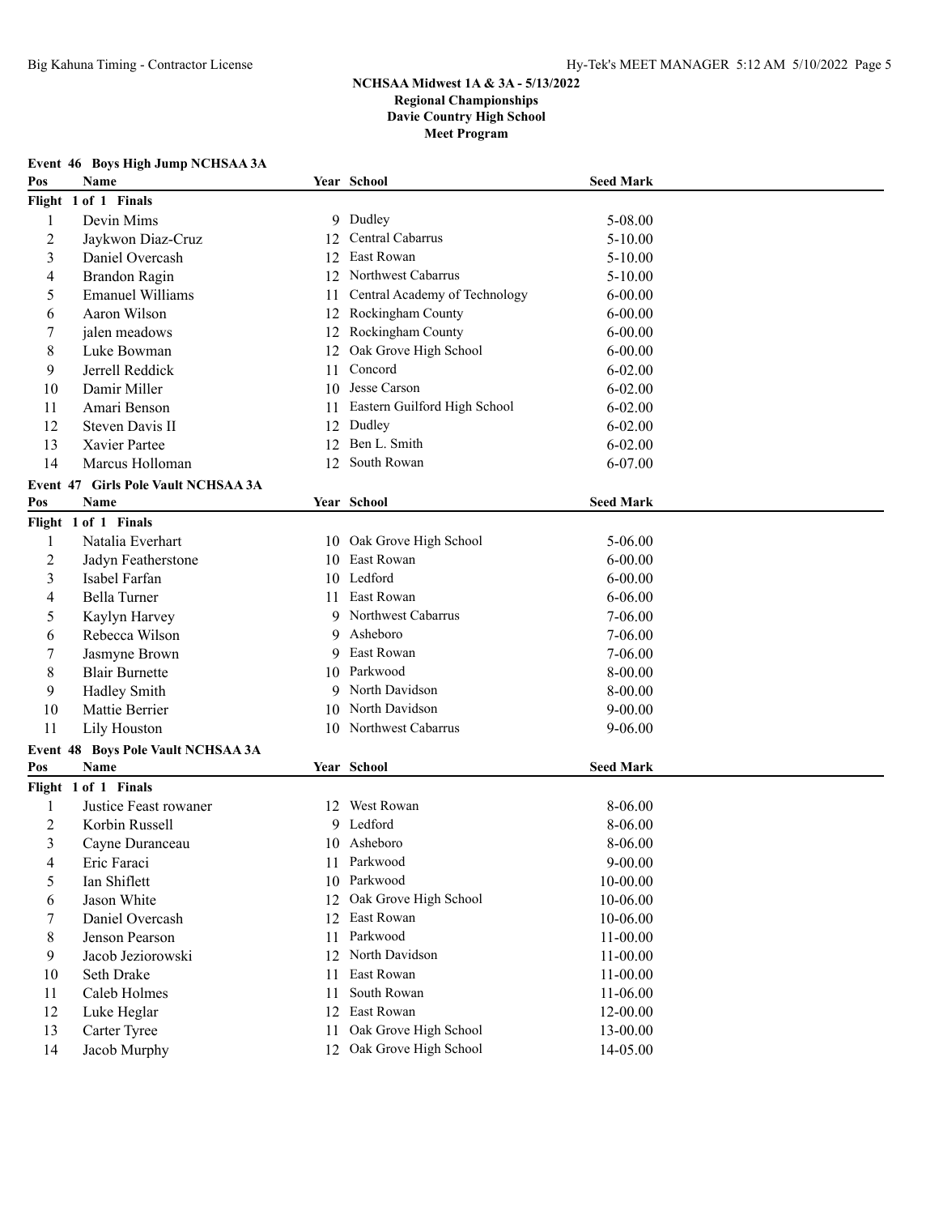## NCHSAA Midwest 1A & 3A - 5/13/2022
### Regional Championships
### Davie Country High School
### Meet Program

**Event 46 Boys High Jump NCHSAA 3A**

| Pos | Name | Year | School | Seed Mark |
|---|---|---|---|---|
| **Flight 1 of 1 Finals** | | | | |
| 1 | Devin Mims | 9 | Dudley | 5-08.00 |
| 2 | Jaykwon Diaz-Cruz | 12 | Central Cabarrus | 5-10.00 |
| 3 | Daniel Overcash | 12 | East Rowan | 5-10.00 |
| 4 | Brandon Ragin | 12 | Northwest Cabarrus | 5-10.00 |
| 5 | Emanuel Williams | 11 | Central Academy of Technology | 6-00.00 |
| 6 | Aaron Wilson | 12 | Rockingham County | 6-00.00 |
| 7 | jalen meadows | 12 | Rockingham County | 6-00.00 |
| 8 | Luke Bowman | 12 | Oak Grove High School | 6-00.00 |
| 9 | Jerrell Reddick | 11 | Concord | 6-02.00 |
| 10 | Damir Miller | 10 | Jesse Carson | 6-02.00 |
| 11 | Amari Benson | 11 | Eastern Guilford High School | 6-02.00 |
| 12 | Steven Davis II | 12 | Dudley | 6-02.00 |
| 13 | Xavier Partee | 12 | Ben L. Smith | 6-02.00 |
| 14 | Marcus Holloman | 12 | South Rowan | 6-07.00 |

**Event 47 Girls Pole Vault NCHSAA 3A**

| Pos | Name | Year | School | Seed Mark |
|---|---|---|---|---|
| **Flight 1 of 1 Finals** | | | | |
| 1 | Natalia Everhart | 10 | Oak Grove High School | 5-06.00 |
| 2 | Jadyn Featherstone | 10 | East Rowan | 6-00.00 |
| 3 | Isabel Farfan | 10 | Ledford | 6-00.00 |
| 4 | Bella Turner | 11 | East Rowan | 6-06.00 |
| 5 | Kaylyn Harvey | 9 | Northwest Cabarrus | 7-06.00 |
| 6 | Rebecca Wilson | 9 | Asheboro | 7-06.00 |
| 7 | Jasmyne Brown | 9 | East Rowan | 7-06.00 |
| 8 | Blair Burnette | 10 | Parkwood | 8-00.00 |
| 9 | Hadley Smith | 9 | North Davidson | 8-00.00 |
| 10 | Mattie Berrier | 10 | North Davidson | 9-00.00 |
| 11 | Lily Houston | 10 | Northwest Cabarrus | 9-06.00 |

**Event 48 Boys Pole Vault NCHSAA 3A**

| Pos | Name | Year | School | Seed Mark |
|---|---|---|---|---|
| **Flight 1 of 1 Finals** | | | | |
| 1 | Justice Feast rowaner | 12 | West Rowan | 8-06.00 |
| 2 | Korbin Russell | 9 | Ledford | 8-06.00 |
| 3 | Cayne Duranceau | 10 | Asheboro | 8-06.00 |
| 4 | Eric Faraci | 11 | Parkwood | 9-00.00 |
| 5 | Ian Shiflett | 10 | Parkwood | 10-00.00 |
| 6 | Jason White | 12 | Oak Grove High School | 10-06.00 |
| 7 | Daniel Overcash | 12 | East Rowan | 10-06.00 |
| 8 | Jenson Pearson | 11 | Parkwood | 11-00.00 |
| 9 | Jacob Jeziorowski | 12 | North Davidson | 11-00.00 |
| 10 | Seth Drake | 11 | East Rowan | 11-00.00 |
| 11 | Caleb Holmes | 11 | South Rowan | 11-06.00 |
| 12 | Luke Heglar | 12 | East Rowan | 12-00.00 |
| 13 | Carter Tyree | 11 | Oak Grove High School | 13-00.00 |
| 14 | Jacob Murphy | 12 | Oak Grove High School | 14-05.00 |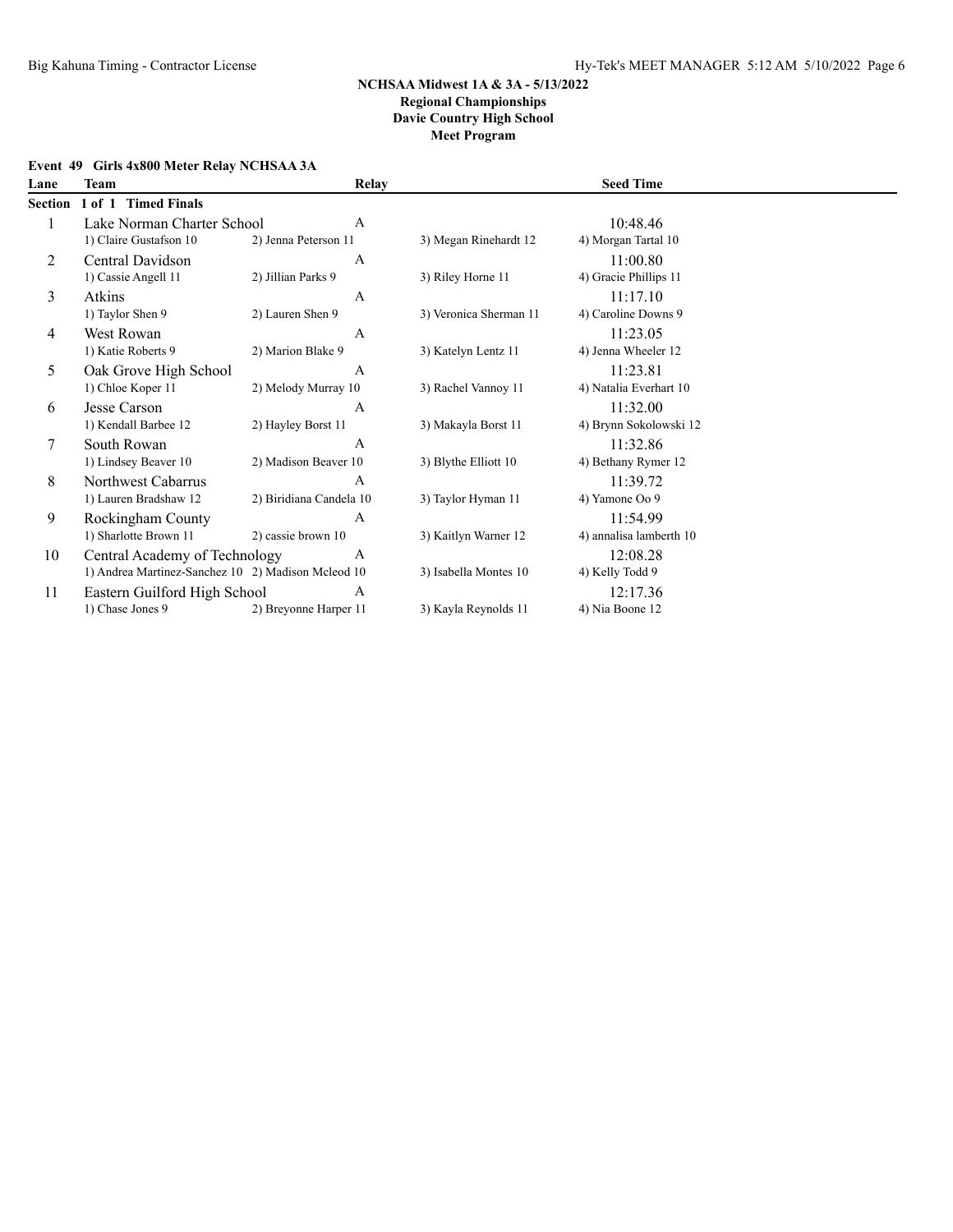**NCHSAA Midwest 1A & 3A - 5/13/2022**
**Regional Championships**
**Davie Country High School**
**Meet Program**

### Event 49 Girls 4x800 Meter Relay NCHSAA 3A

| Lane | Team | Relay | | Seed Time |
|---|---|---|---|---|
| **Section 1 of 1 Timed Finals** | | | | |
| 1 | Lake Norman Charter School | A | | 10:48.46 |
| | 1) Claire Gustafson 10 | 2) Jenna Peterson 11 | 3) Megan Rinehardt 12 | 4) Morgan Tartal 10 |
| 2 | Central Davidson | A | | 11:00.80 |
| | 1) Cassie Angell 11 | 2) Jillian Parks 9 | 3) Riley Horne 11 | 4) Gracie Phillips 11 |
| 3 | Atkins | A | | 11:17.10 |
| | 1) Taylor Shen 9 | 2) Lauren Shen 9 | 3) Veronica Sherman 11 | 4) Caroline Downs 9 |
| 4 | West Rowan | A | | 11:23.05 |
| | 1) Katie Roberts 9 | 2) Marion Blake 9 | 3) Katelyn Lentz 11 | 4) Jenna Wheeler 12 |
| 5 | Oak Grove High School | A | | 11:23.81 |
| | 1) Chloe Koper 11 | 2) Melody Murray 10 | 3) Rachel Vannoy 11 | 4) Natalia Everhart 10 |
| 6 | Jesse Carson | A | | 11:32.00 |
| | 1) Kendall Barbee 12 | 2) Hayley Borst 11 | 3) Makayla Borst 11 | 4) Brynn Sokolowski 12 |
| 7 | South Rowan | A | | 11:32.86 |
| | 1) Lindsey Beaver 10 | 2) Madison Beaver 10 | 3) Blythe Elliott 10 | 4) Bethany Rymer 12 |
| 8 | Northwest Cabarrus | A | | 11:39.72 |
| | 1) Lauren Bradshaw 12 | 2) Biridiana Candela 10 | 3) Taylor Hyman 11 | 4) Yamone Oo 9 |
| 9 | Rockingham County | A | | 11:54.99 |
| | 1) Sharlotte Brown 11 | 2) cassie brown 10 | 3) Kaitlyn Warner 12 | 4) annalisa lamberth 10 |
| 10 | Central Academy of Technology | A | | 12:08.28 |
| | 1) Andrea Martinez-Sanchez 10 | 2) Madison Mcleod 10 | 3) Isabella Montes 10 | 4) Kelly Todd 9 |
| 11 | Eastern Guilford High School | A | | 12:17.36 |
| | 1) Chase Jones 9 | 2) Breyonne Harper 11 | 3) Kayla Reynolds 11 | 4) Nia Boone 12 |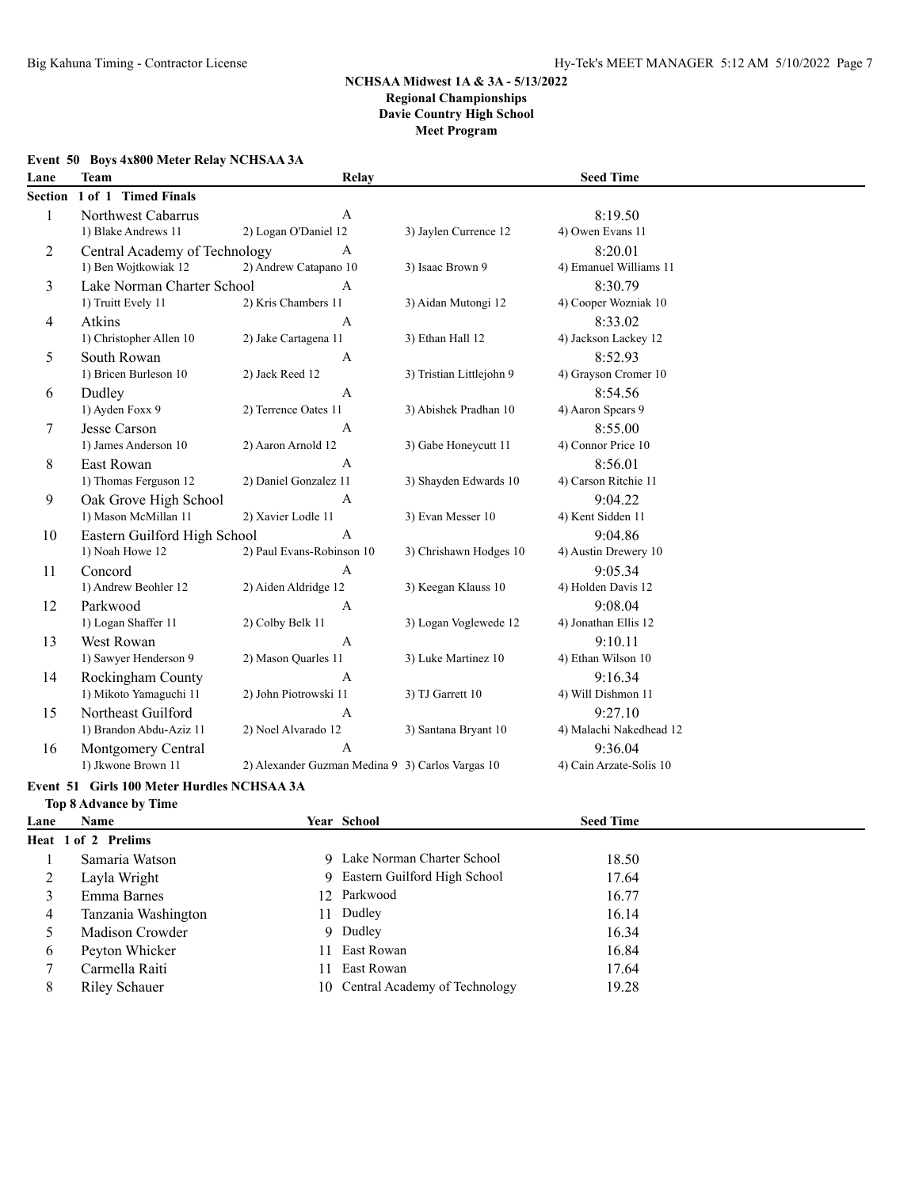# NCHSAA Midwest 1A & 3A - 5/13/2022
## Regional Championships
## Davie Country High School
## Meet Program

### Event 50 Boys 4x800 Meter Relay NCHSAA 3A

**Section 1 of 1 Timed Finals**

| Lane | Team | Relay | Seed Time |
|---|---|---|---|
| 1 | Northwest Cabarrus | A | 8:19.50 |
| | 1) Blake Andrews 11 | 2) Logan O'Daniel 12 | 3) Jaylen Currence 12 | 4) Owen Evans 11 |
| 2 | Central Academy of Technology | A | 8:20.01 |
| | 1) Ben Wojtkowiak 12 | 2) Andrew Catapano 10 | 3) Isaac Brown 9 | 4) Emanuel Williams 11 |
| 3 | Lake Norman Charter School | A | 8:30.79 |
| | 1) Truitt Evely 11 | 2) Kris Chambers 11 | 3) Aidan Mutongi 12 | 4) Cooper Wozniak 10 |
| 4 | Atkins | A | 8:33.02 |
| | 1) Christopher Allen 10 | 2) Jake Cartagena 11 | 3) Ethan Hall 12 | 4) Jackson Lackey 12 |
| 5 | South Rowan | A | 8:52.93 |
| | 1) Bricen Burleson 10 | 2) Jack Reed 12 | 3) Tristian Littlejohn 9 | 4) Grayson Cromer 10 |
| 6 | Dudley | A | 8:54.56 |
| | 1) Ayden Foxx 9 | 2) Terrence Oates 11 | 3) Abishek Pradhan 10 | 4) Aaron Spears 9 |
| 7 | Jesse Carson | A | 8:55.00 |
| | 1) James Anderson 10 | 2) Aaron Arnold 12 | 3) Gabe Honeycutt 11 | 4) Connor Price 10 |
| 8 | East Rowan | A | 8:56.01 |
| | 1) Thomas Ferguson 12 | 2) Daniel Gonzalez 11 | 3) Shayden Edwards 10 | 4) Carson Ritchie 11 |
| 9 | Oak Grove High School | A | 9:04.22 |
| | 1) Mason McMillan 11 | 2) Xavier Lodle 11 | 3) Evan Messer 10 | 4) Kent Sidden 11 |
| 10 | Eastern Guilford High School | A | 9:04.86 |
| | 1) Noah Howe 12 | 2) Paul Evans-Robinson 10 | 3) Chrishawn Hodges 10 | 4) Austin Drewery 10 |
| 11 | Concord | A | 9:05.34 |
| | 1) Andrew Beohler 12 | 2) Aiden Aldridge 12 | 3) Keegan Klauss 10 | 4) Holden Davis 12 |
| 12 | Parkwood | A | 9:08.04 |
| | 1) Logan Shaffer 11 | 2) Colby Belk 11 | 3) Logan Voglewede 12 | 4) Jonathan Ellis 12 |
| 13 | West Rowan | A | 9:10.11 |
| | 1) Sawyer Henderson 9 | 2) Mason Quarles 11 | 3) Luke Martinez 10 | 4) Ethan Wilson 10 |
| 14 | Rockingham County | A | 9:16.34 |
| | 1) Mikoto Yamaguchi 11 | 2) John Piotrowski 11 | 3) TJ Garrett 10 | 4) Will Dishmon 11 |
| 15 | Northeast Guilford | A | 9:27.10 |
| | 1) Brandon Abdu-Aziz 11 | 2) Noel Alvarado 12 | 3) Santana Bryant 10 | 4) Malachi Nakedhead 12 |
| 16 | Montgomery Central | A | 9:36.04 |
| | 1) Jkwone Brown 11 | 2) Alexander Guzman Medina 9 | 3) Carlos Vargas 10 | 4) Cain Arzate-Solis 10 |

### Event 51 Girls 100 Meter Hurdles NCHSAA 3A

**Top 8 Advance by Time**

**Heat 1 of 2 Prelims**

| Lane | Name | Year | School | Seed Time |
|---|---|---|---|---|
| 1 | Samaria Watson | 9 | Lake Norman Charter School | 18.50 |
| 2 | Layla Wright | 9 | Eastern Guilford High School | 17.64 |
| 3 | Emma Barnes | 12 | Parkwood | 16.77 |
| 4 | Tanzania Washington | 11 | Dudley | 16.14 |
| 5 | Madison Crowder | 9 | Dudley | 16.34 |
| 6 | Peyton Whicker | 11 | East Rowan | 16.84 |
| 7 | Carmella Raiti | 11 | East Rowan | 17.64 |
| 8 | Riley Schauer | 10 | Central Academy of Technology | 19.28 |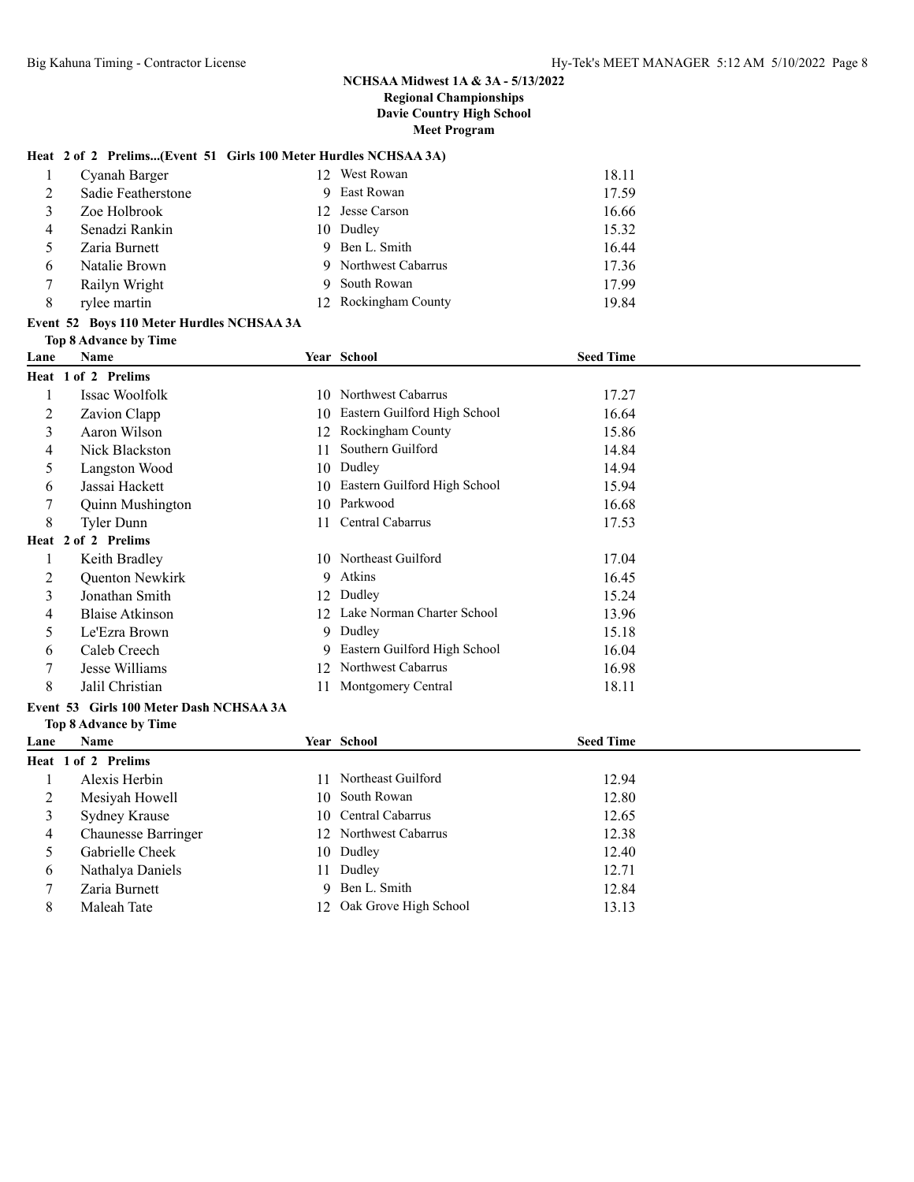**NCHSAA Midwest 1A & 3A - 5/13/2022**
**Regional Championships**
**Davie Country High School**
**Meet Program**

**Heat 2 of 2 Prelims...(Event 51 Girls 100 Meter Hurdles NCHSAA 3A)**

| Lane | Name | Year | School | Seed Time |
|---|---|---|---|---|
| 1 | Cyanah Barger | 12 | West Rowan | 18.11 |
| 2 | Sadie Featherstone | 9 | East Rowan | 17.59 |
| 3 | Zoe Holbrook | 12 | Jesse Carson | 16.66 |
| 4 | Senadzi Rankin | 10 | Dudley | 15.32 |
| 5 | Zaria Burnett | 9 | Ben L. Smith | 16.44 |
| 6 | Natalie Brown | 9 | Northwest Cabarrus | 17.36 |
| 7 | Railyn Wright | 9 | South Rowan | 17.99 |
| 8 | rylee martin | 12 | Rockingham County | 19.84 |

**Event 52 Boys 110 Meter Hurdles NCHSAA 3A**

**Top 8 Advance by Time**

| Lane | Name | Year | School | Seed Time |
|---|---|---|---|---|
| **Heat 1 of 2 Prelims** | | | | |
| 1 | Issac Woolfolk | 10 | Northwest Cabarrus | 17.27 |
| 2 | Zavion Clapp | 10 | Eastern Guilford High School | 16.64 |
| 3 | Aaron Wilson | 12 | Rockingham County | 15.86 |
| 4 | Nick Blackston | 11 | Southern Guilford | 14.84 |
| 5 | Langston Wood | 10 | Dudley | 14.94 |
| 6 | Jassai Hackett | 10 | Eastern Guilford High School | 15.94 |
| 7 | Quinn Mushington | 10 | Parkwood | 16.68 |
| 8 | Tyler Dunn | 11 | Central Cabarrus | 17.53 |
| **Heat 2 of 2 Prelims** | | | | |
| 1 | Keith Bradley | 10 | Northeast Guilford | 17.04 |
| 2 | Quenton Newkirk | 9 | Atkins | 16.45 |
| 3 | Jonathan Smith | 12 | Dudley | 15.24 |
| 4 | Blaise Atkinson | 12 | Lake Norman Charter School | 13.96 |
| 5 | Le'Ezra Brown | 9 | Dudley | 15.18 |
| 6 | Caleb Creech | 9 | Eastern Guilford High School | 16.04 |
| 7 | Jesse Williams | 12 | Northwest Cabarrus | 16.98 |
| 8 | Jalil Christian | 11 | Montgomery Central | 18.11 |

**Event 53 Girls 100 Meter Dash NCHSAA 3A**

**Top 8 Advance by Time**

| Lane | Name | Year | School | Seed Time |
|---|---|---|---|---|
| **Heat 1 of 2 Prelims** | | | | |
| 1 | Alexis Herbin | 11 | Northeast Guilford | 12.94 |
| 2 | Mesiyah Howell | 10 | South Rowan | 12.80 |
| 3 | Sydney Krause | 10 | Central Cabarrus | 12.65 |
| 4 | Chaunesse Barringer | 12 | Northwest Cabarrus | 12.38 |
| 5 | Gabrielle Cheek | 10 | Dudley | 12.40 |
| 6 | Nathalya Daniels | 11 | Dudley | 12.71 |
| 7 | Zaria Burnett | 9 | Ben L. Smith | 12.84 |
| 8 | Maleah Tate | 12 | Oak Grove High School | 13.13 |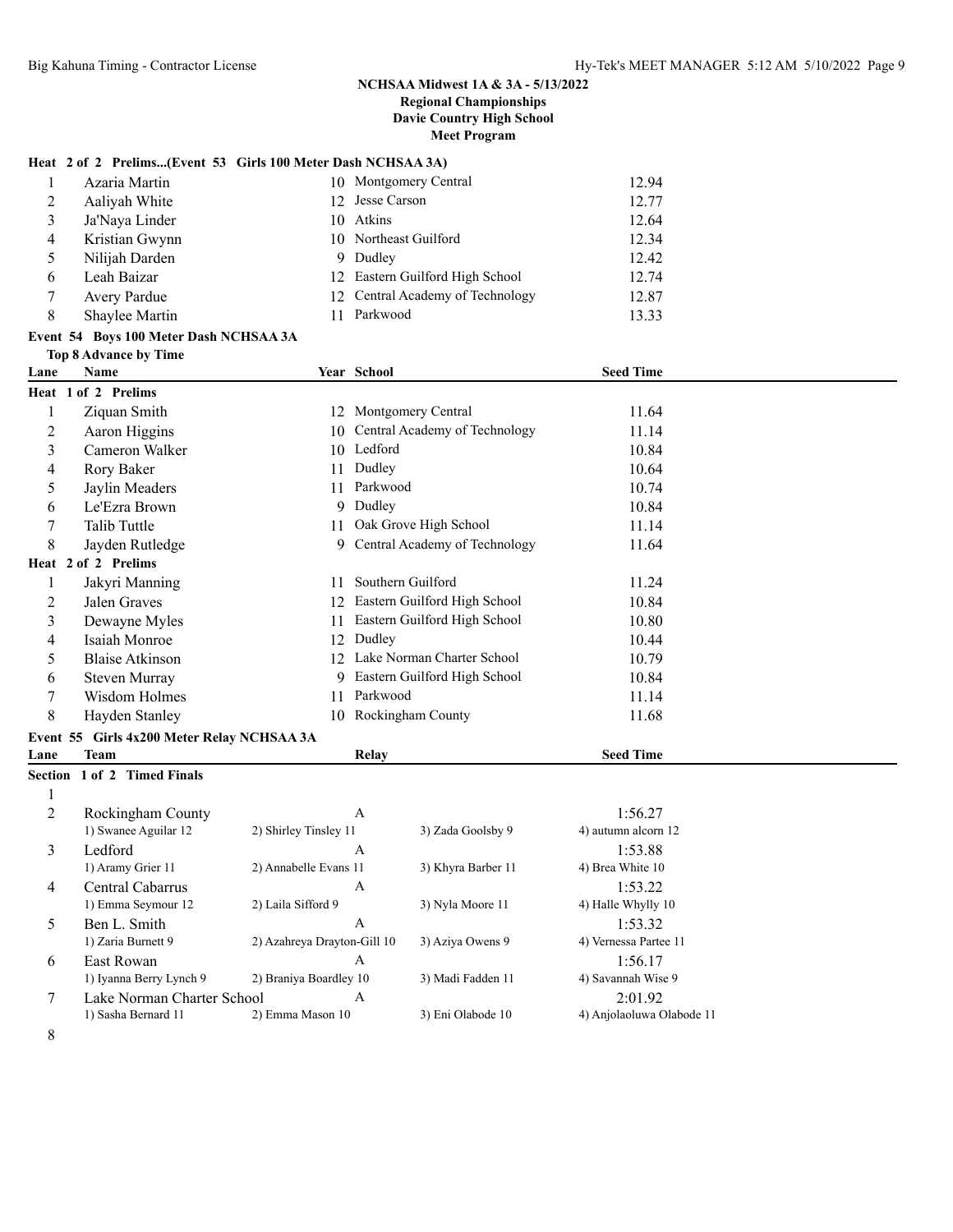**NCHSAA Midwest 1A & 3A - 5/13/2022**
**Regional Championships**
**Davie Country High School**
**Meet Program**

**Heat 2 of 2 Prelims...(Event 53 Girls 100 Meter Dash NCHSAA 3A)**

| Lane | Name | Year | School | Seed Time |
|---|---|---|---|---|
| 1 | Azaria Martin | 10 | Montgomery Central | 12.94 |
| 2 | Aaliyah White | 12 | Jesse Carson | 12.77 |
| 3 | Ja'Naya Linder | 10 | Atkins | 12.64 |
| 4 | Kristian Gwynn | 10 | Northeast Guilford | 12.34 |
| 5 | Nilijah Darden | 9 | Dudley | 12.42 |
| 6 | Leah Baizar | 12 | Eastern Guilford High School | 12.74 |
| 7 | Avery Pardue | 12 | Central Academy of Technology | 12.87 |
| 8 | Shaylee Martin | 11 | Parkwood | 13.33 |

**Event 54 Boys 100 Meter Dash NCHSAA 3A**

**Top 8 Advance by Time**

| Lane | Name | Year | School | Seed Time |
|---|---|---|---|---|
| **Heat 1 of 2 Prelims** | | | | |
| 1 | Ziquan Smith | 12 | Montgomery Central | 11.64 |
| 2 | Aaron Higgins | 10 | Central Academy of Technology | 11.14 |
| 3 | Cameron Walker | 10 | Ledford | 10.84 |
| 4 | Rory Baker | 11 | Dudley | 10.64 |
| 5 | Jaylin Meaders | 11 | Parkwood | 10.74 |
| 6 | Le'Ezra Brown | 9 | Dudley | 10.84 |
| 7 | Talib Tuttle | 11 | Oak Grove High School | 11.14 |
| 8 | Jayden Rutledge | 9 | Central Academy of Technology | 11.64 |
| **Heat 2 of 2 Prelims** | | | | |
| 1 | Jakyri Manning | 11 | Southern Guilford | 11.24 |
| 2 | Jalen Graves | 12 | Eastern Guilford High School | 10.84 |
| 3 | Dewayne Myles | 11 | Eastern Guilford High School | 10.80 |
| 4 | Isaiah Monroe | 12 | Dudley | 10.44 |
| 5 | Blaise Atkinson | 12 | Lake Norman Charter School | 10.79 |
| 6 | Steven Murray | 9 | Eastern Guilford High School | 10.84 |
| 7 | Wisdom Holmes | 11 | Parkwood | 11.14 |
| 8 | Hayden Stanley | 10 | Rockingham County | 11.68 |

**Event 55 Girls 4x200 Meter Relay NCHSAA 3A**

| Lane | Team | Relay | | Seed Time |
|---|---|---|---|---|
| **Section 1 of 2 Timed Finals** | | | | |
| 1 | | | | |
| 2 | Rockingham County | A | | 1:56.27 |
| | 1) Swanee Aguilar 12 | 2) Shirley Tinsley 11 | 3) Zada Goolsby 9 | 4) autumn alcorn 12 |
| 3 | Ledford | A | | 1:53.88 |
| | 1) Aramy Grier 11 | 2) Annabelle Evans 11 | 3) Khyra Barber 11 | 4) Brea White 10 |
| 4 | Central Cabarrus | A | | 1:53.22 |
| | 1) Emma Seymour 12 | 2) Laila Sifford 9 | 3) Nyla Moore 11 | 4) Halle Whylly 10 |
| 5 | Ben L. Smith | A | | 1:53.32 |
| | 1) Zaria Burnett 9 | 2) Azahreya Drayton-Gill 10 | 3) Aziya Owens 9 | 4) Vernessa Partee 11 |
| 6 | East Rowan | A | | 1:56.17 |
| | 1) Iyanna Berry Lynch 9 | 2) Braniya Boardley 10 | 3) Madi Fadden 11 | 4) Savannah Wise 9 |
| 7 | Lake Norman Charter School | A | | 2:01.92 |
| | 1) Sasha Bernard 11 | 2) Emma Mason 10 | 3) Eni Olabode 10 | 4) Anjolaoluwa Olabode 11 |
| 8 | | | | |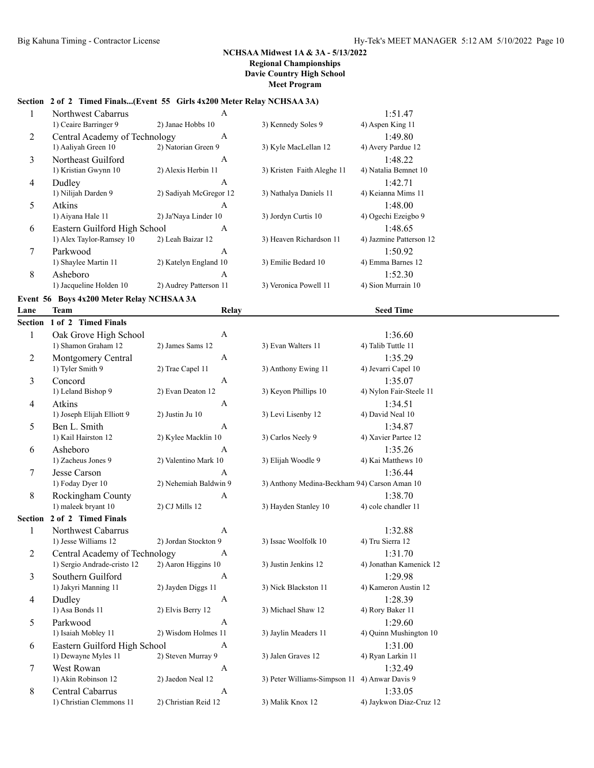**NCHSAA Midwest 1A & 3A - 5/13/2022**
**Regional Championships**
**Davie Country High School**
**Meet Program**

### Section 2 of 2 Timed Finals...(Event 55 Girls 4x200 Meter Relay NCHSAA 3A)

| Lane | Team | Relay | | Seed Time |
|---|---|---|---|---|
| 1 | Northwest Cabarrus | A | | 1:51.47 |
| | 1) Ceaire Barringer 9 | 2) Janae Hobbs 10 | 3) Kennedy Soles 9 | 4) Aspen King 11 |
| 2 | Central Academy of Technology | A | | 1:49.80 |
| | 1) Aaliyah Green 10 | 2) Natorian Green 9 | 3) Kyle MacLellan 12 | 4) Avery Pardue 12 |
| 3 | Northeast Guilford | A | | 1:48.22 |
| | 1) Kristian Gwynn 10 | 2) Alexis Herbin 11 | 3) Kristen Faith Aleghe 11 | 4) Natalia Bemnet 10 |
| 4 | Dudley | A | | 1:42.71 |
| | 1) Nilijah Darden 9 | 2) Sadiyah McGregor 12 | 3) Nathalya Daniels 11 | 4) Keianna Mims 11 |
| 5 | Atkins | A | | 1:48.00 |
| | 1) Aiyana Hale 11 | 2) Ja'Naya Linder 10 | 3) Jordyn Curtis 10 | 4) Ogechi Ezeigbo 9 |
| 6 | Eastern Guilford High School | A | | 1:48.65 |
| | 1) Alex Taylor-Ramsey 10 | 2) Leah Baizar 12 | 3) Heaven Richardson 11 | 4) Jazmine Patterson 12 |
| 7 | Parkwood | A | | 1:50.92 |
| | 1) Shaylee Martin 11 | 2) Katelyn England 10 | 3) Emilie Bedard 10 | 4) Emma Barnes 12 |
| 8 | Asheboro | A | | 1:52.30 |
| | 1) Jacqueline Holden 10 | 2) Audrey Patterson 11 | 3) Veronica Powell 11 | 4) Sion Murrain 10 |

### Event 56 Boys 4x200 Meter Relay NCHSAA 3A

| Lane | Team | Relay | | Seed Time |
|---|---|---|---|---|
| **Section 1 of 2 Timed Finals** | | | | |
| 1 | Oak Grove High School | A | | 1:36.60 |
| | 1) Shamon Graham 12 | 2) James Sams 12 | 3) Evan Walters 11 | 4) Talib Tuttle 11 |
| 2 | Montgomery Central | A | | 1:35.29 |
| | 1) Tyler Smith 9 | 2) Trae Capel 11 | 3) Anthony Ewing 11 | 4) Jevarri Capel 10 |
| 3 | Concord | A | | 1:35.07 |
| | 1) Leland Bishop 9 | 2) Evan Deaton 12 | 3) Keyon Phillips 10 | 4) Nylon Fair-Steele 11 |
| 4 | Atkins | A | | 1:34.51 |
| | 1) Joseph Elijah Elliott 9 | 2) Justin Ju 10 | 3) Levi Lisenby 12 | 4) David Neal 10 |
| 5 | Ben L. Smith | A | | 1:34.87 |
| | 1) Kail Hairston 12 | 2) Kylee Macklin 10 | 3) Carlos Neely 9 | 4) Xavier Partee 12 |
| 6 | Asheboro | A | | 1:35.26 |
| | 1) Zacheus Jones 9 | 2) Valentino Mark 10 | 3) Elijah Woodle 9 | 4) Kai Matthews 10 |
| 7 | Jesse Carson | A | | 1:36.44 |
| | 1) Foday Dyer 10 | 2) Nehemiah Baldwin 9 | 3) Anthony Medina-Beckham 9 | 4) Carson Aman 10 |
| 8 | Rockingham County | A | | 1:38.70 |
| | 1) maleek bryant 10 | 2) CJ Mills 12 | 3) Hayden Stanley 10 | 4) cole chandler 11 |
| **Section 2 of 2 Timed Finals** | | | | |
| 1 | Northwest Cabarrus | A | | 1:32.88 |
| | 1) Jesse Williams 12 | 2) Jordan Stockton 9 | 3) Issac Woolfolk 10 | 4) Tru Sierra 12 |
| 2 | Central Academy of Technology | A | | 1:31.70 |
| | 1) Sergio Andrade-cristo 12 | 2) Aaron Higgins 10 | 3) Justin Jenkins 12 | 4) Jonathan Kamenick 12 |
| 3 | Southern Guilford | A | | 1:29.98 |
| | 1) Jakyri Manning 11 | 2) Jayden Diggs 11 | 3) Nick Blackston 11 | 4) Kameron Austin 12 |
| 4 | Dudley | A | | 1:28.39 |
| | 1) Asa Bonds 11 | 2) Elvis Berry 12 | 3) Michael Shaw 12 | 4) Rory Baker 11 |
| 5 | Parkwood | A | | 1:29.60 |
| | 1) Isaiah Mobley 11 | 2) Wisdom Holmes 11 | 3) Jaylin Meaders 11 | 4) Quinn Mushington 10 |
| 6 | Eastern Guilford High School | A | | 1:31.00 |
| | 1) Dewayne Myles 11 | 2) Steven Murray 9 | 3) Jalen Graves 12 | 4) Ryan Larkin 11 |
| 7 | West Rowan | A | | 1:32.49 |
| | 1) Akin Robinson 12 | 2) Jaedon Neal 12 | 3) Peter Williams-Simpson 11 | 4) Anwar Davis 9 |
| 8 | Central Cabarrus | A | | 1:33.05 |
| | 1) Christian Clemmons 11 | 2) Christian Reid 12 | 3) Malik Knox 12 | 4) Jaykwon Diaz-Cruz 12 |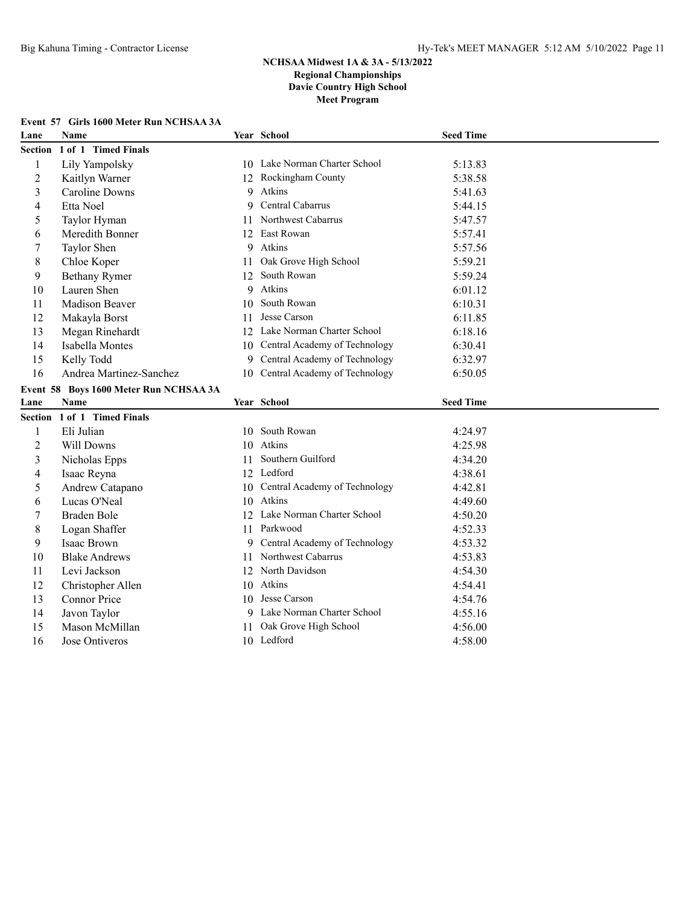## NCHSAA Midwest 1A & 3A - 5/13/2022
## Regional Championships
## Davie Country High School
## Meet Program

### Event 57 Girls 1600 Meter Run NCHSAA 3A

**Section 1 of 1 Timed Finals**

| Lane | Name | Year | School | Seed Time |
|---|---|---|---|---|
| 1 | Lily Yampolsky | 10 | Lake Norman Charter School | 5:13.83 |
| 2 | Kaitlyn Warner | 12 | Rockingham County | 5:38.58 |
| 3 | Caroline Downs | 9 | Atkins | 5:41.63 |
| 4 | Etta Noel | 9 | Central Cabarrus | 5:44.15 |
| 5 | Taylor Hyman | 11 | Northwest Cabarrus | 5:47.57 |
| 6 | Meredith Bonner | 12 | East Rowan | 5:57.41 |
| 7 | Taylor Shen | 9 | Atkins | 5:57.56 |
| 8 | Chloe Koper | 11 | Oak Grove High School | 5:59.21 |
| 9 | Bethany Rymer | 12 | South Rowan | 5:59.24 |
| 10 | Lauren Shen | 9 | Atkins | 6:01.12 |
| 11 | Madison Beaver | 10 | South Rowan | 6:10.31 |
| 12 | Makayla Borst | 11 | Jesse Carson | 6:11.85 |
| 13 | Megan Rinehardt | 12 | Lake Norman Charter School | 6:18.16 |
| 14 | Isabella Montes | 10 | Central Academy of Technology | 6:30.41 |
| 15 | Kelly Todd | 9 | Central Academy of Technology | 6:32.97 |
| 16 | Andrea Martinez-Sanchez | 10 | Central Academy of Technology | 6:50.05 |

### Event 58 Boys 1600 Meter Run NCHSAA 3A

**Section 1 of 1 Timed Finals**

| Lane | Name | Year | School | Seed Time |
|---|---|---|---|---|
| 1 | Eli Julian | 10 | South Rowan | 4:24.97 |
| 2 | Will Downs | 10 | Atkins | 4:25.98 |
| 3 | Nicholas Epps | 11 | Southern Guilford | 4:34.20 |
| 4 | Isaac Reyna | 12 | Ledford | 4:38.61 |
| 5 | Andrew Catapano | 10 | Central Academy of Technology | 4:42.81 |
| 6 | Lucas O'Neal | 10 | Atkins | 4:49.60 |
| 7 | Braden Bole | 12 | Lake Norman Charter School | 4:50.20 |
| 8 | Logan Shaffer | 11 | Parkwood | 4:52.33 |
| 9 | Isaac Brown | 9 | Central Academy of Technology | 4:53.32 |
| 10 | Blake Andrews | 11 | Northwest Cabarrus | 4:53.83 |
| 11 | Levi Jackson | 12 | North Davidson | 4:54.30 |
| 12 | Christopher Allen | 10 | Atkins | 4:54.41 |
| 13 | Connor Price | 10 | Jesse Carson | 4:54.76 |
| 14 | Javon Taylor | 9 | Lake Norman Charter School | 4:55.16 |
| 15 | Mason McMillan | 11 | Oak Grove High School | 4:56.00 |
| 16 | Jose Ontiveros | 10 | Ledford | 4:58.00 |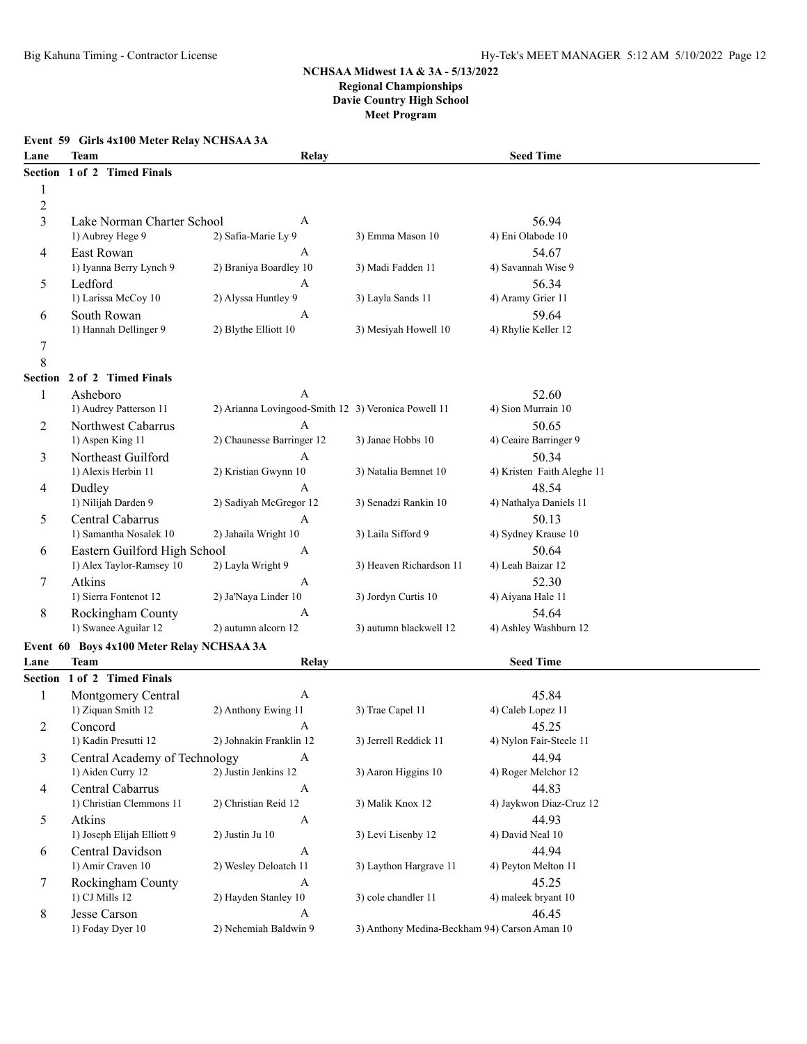## NCHSAA Midwest 1A & 3A - 5/13/2022
## Regional Championships
## Davie Country High School
## Meet Program

### Event 59 Girls 4x100 Meter Relay NCHSAA 3A

| Lane | Team | Relay | | Seed Time |
|---|---|---|---|---|
| **Section 1 of 2 Timed Finals** | | | | |
| 1 | | | | |
| 2 | | | | |
| 3 | Lake Norman Charter School | A | | 56.94 |
| | 1) Aubrey Hege 9 | 2) Safia-Marie Ly 9 | 3) Emma Mason 10 | 4) Eni Olabode 10 |
| 4 | East Rowan | A | | 54.67 |
| | 1) Iyanna Berry Lynch 9 | 2) Braniya Boardley 10 | 3) Madi Fadden 11 | 4) Savannah Wise 9 |
| 5 | Ledford | A | | 56.34 |
| | 1) Larissa McCoy 10 | 2) Alyssa Huntley 9 | 3) Layla Sands 11 | 4) Aramy Grier 11 |
| 6 | South Rowan | A | | 59.64 |
| | 1) Hannah Dellinger 9 | 2) Blythe Elliott 10 | 3) Mesiyah Howell 10 | 4) Rhylie Keller 12 |
| 7 | | | | |
| 8 | | | | |
| **Section 2 of 2 Timed Finals** | | | | |
| 1 | Asheboro | A | | 52.60 |
| | 1) Audrey Patterson 11 | 2) Arianna Lovingood-Smith 12 | 3) Veronica Powell 11 | 4) Sion Murrain 10 |
| 2 | Northwest Cabarrus | A | | 50.65 |
| | 1) Aspen King 11 | 2) Chaunesse Barringer 12 | 3) Janae Hobbs 10 | 4) Ceaire Barringer 9 |
| 3 | Northeast Guilford | A | | 50.34 |
| | 1) Alexis Herbin 11 | 2) Kristian Gwynn 10 | 3) Natalia Bemnet 10 | 4) Kristen Faith Aleghe 11 |
| 4 | Dudley | A | | 48.54 |
| | 1) Nilijah Darden 9 | 2) Sadiyah McGregor 12 | 3) Senadzi Rankin 10 | 4) Nathalya Daniels 11 |
| 5 | Central Cabarrus | A | | 50.13 |
| | 1) Samantha Nosalek 10 | 2) Jahaila Wright 10 | 3) Laila Sifford 9 | 4) Sydney Krause 10 |
| 6 | Eastern Guilford High School | A | | 50.64 |
| | 1) Alex Taylor-Ramsey 10 | 2) Layla Wright 9 | 3) Heaven Richardson 11 | 4) Leah Baizar 12 |
| 7 | Atkins | A | | 52.30 |
| | 1) Sierra Fontenot 12 | 2) Ja'Naya Linder 10 | 3) Jordyn Curtis 10 | 4) Aiyana Hale 11 |
| 8 | Rockingham County | A | | 54.64 |
| | 1) Swanee Aguilar 12 | 2) autumn alcorn 12 | 3) autumn blackwell 12 | 4) Ashley Washburn 12 |

### Event 60 Boys 4x100 Meter Relay NCHSAA 3A

| Lane | Team | Relay | | Seed Time |
|---|---|---|---|---|
| **Section 1 of 2 Timed Finals** | | | | |
| 1 | Montgomery Central | A | | 45.84 |
| | 1) Ziquan Smith 12 | 2) Anthony Ewing 11 | 3) Trae Capel 11 | 4) Caleb Lopez 11 |
| 2 | Concord | A | | 45.25 |
| | 1) Kadin Presutti 12 | 2) Johnakin Franklin 12 | 3) Jerrell Reddick 11 | 4) Nylon Fair-Steele 11 |
| 3 | Central Academy of Technology | A | | 44.94 |
| | 1) Aiden Curry 12 | 2) Justin Jenkins 12 | 3) Aaron Higgins 10 | 4) Roger Melchor 12 |
| 4 | Central Cabarrus | A | | 44.83 |
| | 1) Christian Clemmons 11 | 2) Christian Reid 12 | 3) Malik Knox 12 | 4) Jaykwon Diaz-Cruz 12 |
| 5 | Atkins | A | | 44.93 |
| | 1) Joseph Elijah Elliott 9 | 2) Justin Ju 10 | 3) Levi Lisenby 12 | 4) David Neal 10 |
| 6 | Central Davidson | A | | 44.94 |
| | 1) Amir Craven 10 | 2) Wesley Deloatch 11 | 3) Laython Hargrave 11 | 4) Peyton Melton 11 |
| 7 | Rockingham County | A | | 45.25 |
| | 1) CJ Mills 12 | 2) Hayden Stanley 10 | 3) cole chandler 11 | 4) maleek bryant 10 |
| 8 | Jesse Carson | A | | 46.45 |
| | 1) Foday Dyer 10 | 2) Nehemiah Baldwin 9 | 3) Anthony Medina-Beckham 9 | 4) Carson Aman 10 |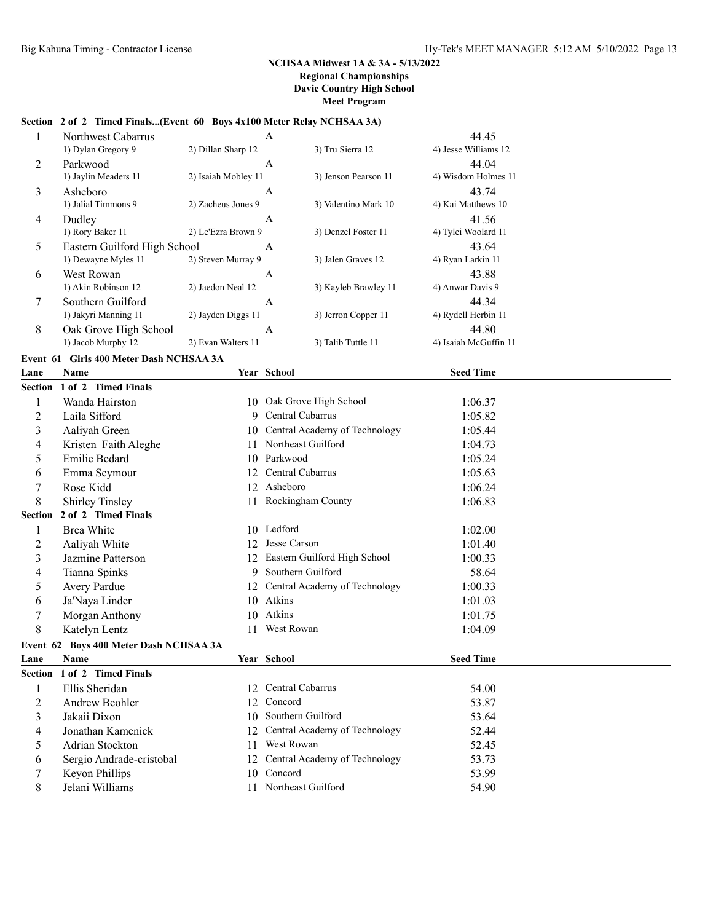**NCHSAA Midwest 1A & 3A - 5/13/2022**
**Regional Championships**
**Davie Country High School**
**Meet Program**

### Section 2 of 2 Timed Finals...(Event 60 Boys 4x100 Meter Relay NCHSAA 3A)

| Lane | Team | Relay | | Seed Time |
|---|---|---|---|---|
| 1 | Northwest Cabarrus | A | | 44.45 |
| | 1) Dylan Gregory 9 | 2) Dillan Sharp 12 | 3) Tru Sierra 12 | 4) Jesse Williams 12 |
| 2 | Parkwood | A | | 44.04 |
| | 1) Jaylin Meaders 11 | 2) Isaiah Mobley 11 | 3) Jenson Pearson 11 | 4) Wisdom Holmes 11 |
| 3 | Asheboro | A | | 43.74 |
| | 1) Jalial Timmons 9 | 2) Zacheus Jones 9 | 3) Valentino Mark 10 | 4) Kai Matthews 10 |
| 4 | Dudley | A | | 41.56 |
| | 1) Rory Baker 11 | 2) Le'Ezra Brown 9 | 3) Denzel Foster 11 | 4) Tylei Woolard 11 |
| 5 | Eastern Guilford High School | A | | 43.64 |
| | 1) Dewayne Myles 11 | 2) Steven Murray 9 | 3) Jalen Graves 12 | 4) Ryan Larkin 11 |
| 6 | West Rowan | A | | 43.88 |
| | 1) Akin Robinson 12 | 2) Jaedon Neal 12 | 3) Kayleb Brawley 11 | 4) Anwar Davis 9 |
| 7 | Southern Guilford | A | | 44.34 |
| | 1) Jakyri Manning 11 | 2) Jayden Diggs 11 | 3) Jerron Copper 11 | 4) Rydell Herbin 11 |
| 8 | Oak Grove High School | A | | 44.80 |
| | 1) Jacob Murphy 12 | 2) Evan Walters 11 | 3) Talib Tuttle 11 | 4) Isaiah McGuffin 11 |

### Event 61 Girls 400 Meter Dash NCHSAA 3A

| Lane | Name | Year | School | Seed Time |
|---|---|---|---|---|
| **Section 1 of 2 Timed Finals** | | | | |
| 1 | Wanda Hairston | 10 | Oak Grove High School | 1:06.37 |
| 2 | Laila Sifford | 9 | Central Cabarrus | 1:05.82 |
| 3 | Aaliyah Green | 10 | Central Academy of Technology | 1:05.44 |
| 4 | Kristen Faith Aleghe | 11 | Northeast Guilford | 1:04.73 |
| 5 | Emilie Bedard | 10 | Parkwood | 1:05.24 |
| 6 | Emma Seymour | 12 | Central Cabarrus | 1:05.63 |
| 7 | Rose Kidd | 12 | Asheboro | 1:06.24 |
| 8 | Shirley Tinsley | 11 | Rockingham County | 1:06.83 |
| **Section 2 of 2 Timed Finals** | | | | |
| 1 | Brea White | 10 | Ledford | 1:02.00 |
| 2 | Aaliyah White | 12 | Jesse Carson | 1:01.40 |
| 3 | Jazmine Patterson | 12 | Eastern Guilford High School | 1:00.33 |
| 4 | Tianna Spinks | 9 | Southern Guilford | 58.64 |
| 5 | Avery Pardue | 12 | Central Academy of Technology | 1:00.33 |
| 6 | Ja'Naya Linder | 10 | Atkins | 1:01.03 |
| 7 | Morgan Anthony | 10 | Atkins | 1:01.75 |
| 8 | Katelyn Lentz | 11 | West Rowan | 1:04.09 |

### Event 62 Boys 400 Meter Dash NCHSAA 3A

| Lane | Name | Year | School | Seed Time |
|---|---|---|---|---|
| **Section 1 of 2 Timed Finals** | | | | |
| 1 | Ellis Sheridan | 12 | Central Cabarrus | 54.00 |
| 2 | Andrew Beohler | 12 | Concord | 53.87 |
| 3 | Jakaii Dixon | 10 | Southern Guilford | 53.64 |
| 4 | Jonathan Kamenick | 12 | Central Academy of Technology | 52.44 |
| 5 | Adrian Stockton | 11 | West Rowan | 52.45 |
| 6 | Sergio Andrade-cristobal | 12 | Central Academy of Technology | 53.73 |
| 7 | Keyon Phillips | 10 | Concord | 53.99 |
| 8 | Jelani Williams | 11 | Northeast Guilford | 54.90 |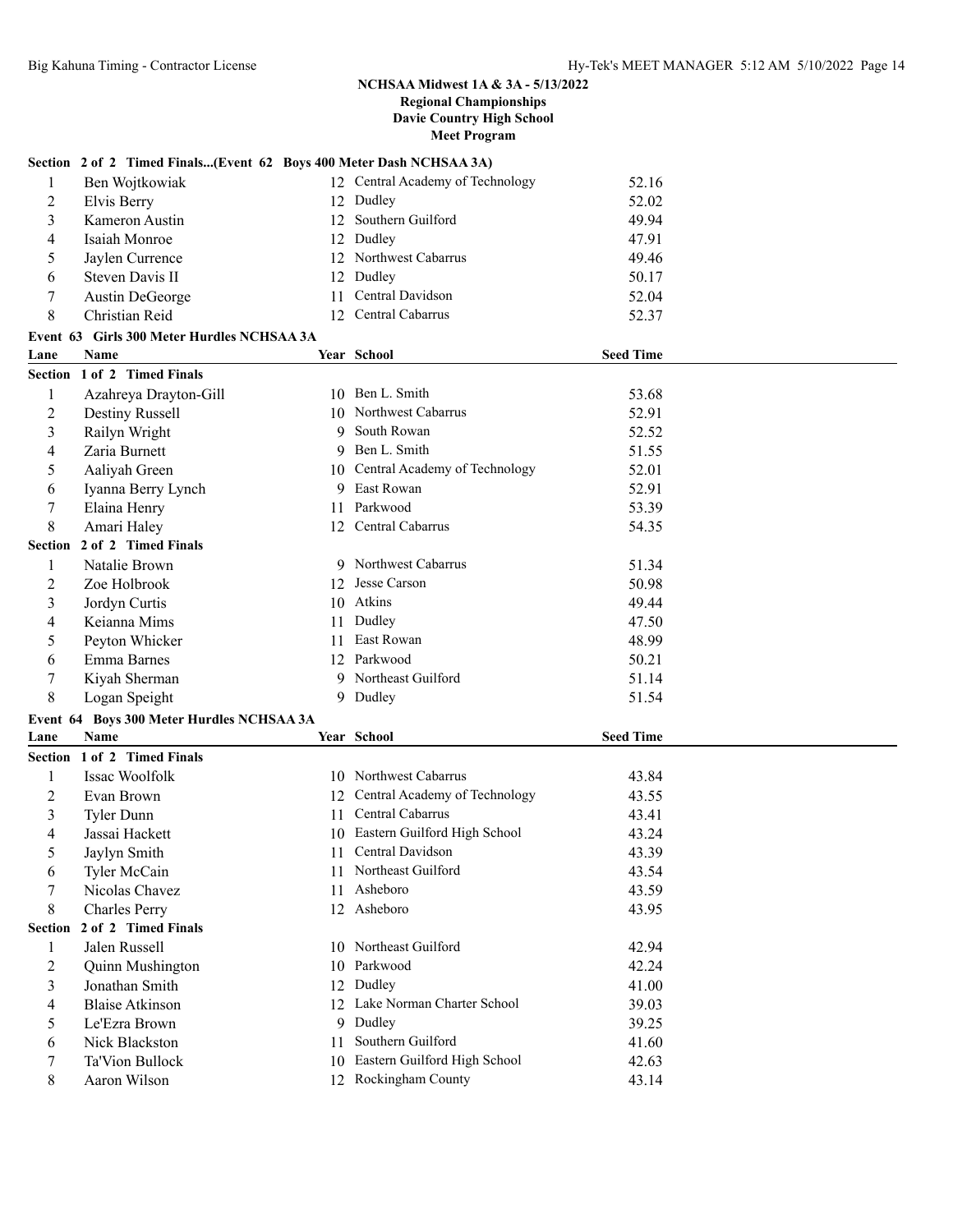**NCHSAA Midwest 1A & 3A - 5/13/2022**
**Regional Championships**
**Davie Country High School**
**Meet Program**

**Section 2 of 2 Timed Finals...(Event 62 Boys 400 Meter Dash NCHSAA 3A)**

| Lane | Name | Year | School | Seed Time |
|---|---|---|---|---|
| 1 | Ben Wojtkowiak | 12 | Central Academy of Technology | 52.16 |
| 2 | Elvis Berry | 12 | Dudley | 52.02 |
| 3 | Kameron Austin | 12 | Southern Guilford | 49.94 |
| 4 | Isaiah Monroe | 12 | Dudley | 47.91 |
| 5 | Jaylen Currence | 12 | Northwest Cabarrus | 49.46 |
| 6 | Steven Davis II | 12 | Dudley | 50.17 |
| 7 | Austin DeGeorge | 11 | Central Davidson | 52.04 |
| 8 | Christian Reid | 12 | Central Cabarrus | 52.37 |

## Event 63 Girls 300 Meter Hurdles NCHSAA 3A

| Lane | Name | Year | School | Seed Time |
|---|---|---|---|---|
| **Section 1 of 2 Timed Finals** | | | | |
| 1 | Azahreya Drayton-Gill | 10 | Ben L. Smith | 53.68 |
| 2 | Destiny Russell | 10 | Northwest Cabarrus | 52.91 |
| 3 | Railyn Wright | 9 | South Rowan | 52.52 |
| 4 | Zaria Burnett | 9 | Ben L. Smith | 51.55 |
| 5 | Aaliyah Green | 10 | Central Academy of Technology | 52.01 |
| 6 | Iyanna Berry Lynch | 9 | East Rowan | 52.91 |
| 7 | Elaina Henry | 11 | Parkwood | 53.39 |
| 8 | Amari Haley | 12 | Central Cabarrus | 54.35 |
| **Section 2 of 2 Timed Finals** | | | | |
| 1 | Natalie Brown | 9 | Northwest Cabarrus | 51.34 |
| 2 | Zoe Holbrook | 12 | Jesse Carson | 50.98 |
| 3 | Jordyn Curtis | 10 | Atkins | 49.44 |
| 4 | Keianna Mims | 11 | Dudley | 47.50 |
| 5 | Peyton Whicker | 11 | East Rowan | 48.99 |
| 6 | Emma Barnes | 12 | Parkwood | 50.21 |
| 7 | Kiyah Sherman | 9 | Northeast Guilford | 51.14 |
| 8 | Logan Speight | 9 | Dudley | 51.54 |

## Event 64 Boys 300 Meter Hurdles NCHSAA 3A

| Lane | Name | Year | School | Seed Time |
|---|---|---|---|---|
| **Section 1 of 2 Timed Finals** | | | | |
| 1 | Issac Woolfolk | 10 | Northwest Cabarrus | 43.84 |
| 2 | Evan Brown | 12 | Central Academy of Technology | 43.55 |
| 3 | Tyler Dunn | 11 | Central Cabarrus | 43.41 |
| 4 | Jassai Hackett | 10 | Eastern Guilford High School | 43.24 |
| 5 | Jaylyn Smith | 11 | Central Davidson | 43.39 |
| 6 | Tyler McCain | 11 | Northeast Guilford | 43.54 |
| 7 | Nicolas Chavez | 11 | Asheboro | 43.59 |
| 8 | Charles Perry | 12 | Asheboro | 43.95 |
| **Section 2 of 2 Timed Finals** | | | | |
| 1 | Jalen Russell | 10 | Northeast Guilford | 42.94 |
| 2 | Quinn Mushington | 10 | Parkwood | 42.24 |
| 3 | Jonathan Smith | 12 | Dudley | 41.00 |
| 4 | Blaise Atkinson | 12 | Lake Norman Charter School | 39.03 |
| 5 | Le'Ezra Brown | 9 | Dudley | 39.25 |
| 6 | Nick Blackston | 11 | Southern Guilford | 41.60 |
| 7 | Ta'Vion Bullock | 10 | Eastern Guilford High School | 42.63 |
| 8 | Aaron Wilson | 12 | Rockingham County | 43.14 |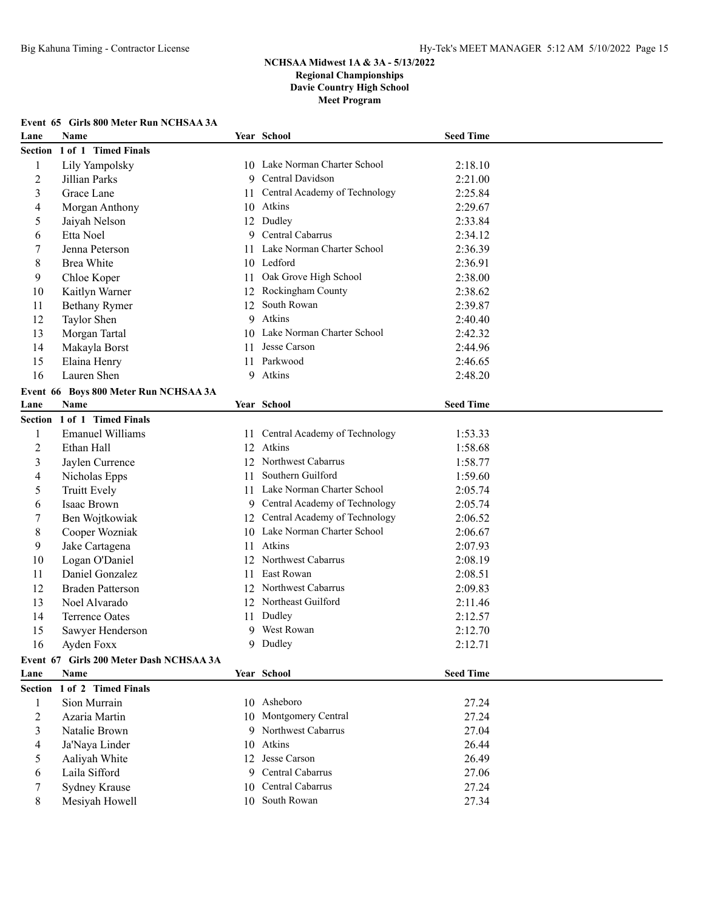**NCHSAA Midwest 1A & 3A - 5/13/2022**
**Regional Championships**
**Davie Country High School**
**Meet Program**

### Event 65 Girls 800 Meter Run NCHSAA 3A

**Section 1 of 1 Timed Finals**

| Lane | Name | Year | School | Seed Time |
|---|---|---|---|---|
| 1 | Lily Yampolsky | 10 | Lake Norman Charter School | 2:18.10 |
| 2 | Jillian Parks | 9 | Central Davidson | 2:21.00 |
| 3 | Grace Lane | 11 | Central Academy of Technology | 2:25.84 |
| 4 | Morgan Anthony | 10 | Atkins | 2:29.67 |
| 5 | Jaiyah Nelson | 12 | Dudley | 2:33.84 |
| 6 | Etta Noel | 9 | Central Cabarrus | 2:34.12 |
| 7 | Jenna Peterson | 11 | Lake Norman Charter School | 2:36.39 |
| 8 | Brea White | 10 | Ledford | 2:36.91 |
| 9 | Chloe Koper | 11 | Oak Grove High School | 2:38.00 |
| 10 | Kaitlyn Warner | 12 | Rockingham County | 2:38.62 |
| 11 | Bethany Rymer | 12 | South Rowan | 2:39.87 |
| 12 | Taylor Shen | 9 | Atkins | 2:40.40 |
| 13 | Morgan Tartal | 10 | Lake Norman Charter School | 2:42.32 |
| 14 | Makayla Borst | 11 | Jesse Carson | 2:44.96 |
| 15 | Elaina Henry | 11 | Parkwood | 2:46.65 |
| 16 | Lauren Shen | 9 | Atkins | 2:48.20 |

### Event 66 Boys 800 Meter Run NCHSAA 3A

**Section 1 of 1 Timed Finals**

| Lane | Name | Year | School | Seed Time |
|---|---|---|---|---|
| 1 | Emanuel Williams | 11 | Central Academy of Technology | 1:53.33 |
| 2 | Ethan Hall | 12 | Atkins | 1:58.68 |
| 3 | Jaylen Currence | 12 | Northwest Cabarrus | 1:58.77 |
| 4 | Nicholas Epps | 11 | Southern Guilford | 1:59.60 |
| 5 | Truitt Evely | 11 | Lake Norman Charter School | 2:05.74 |
| 6 | Isaac Brown | 9 | Central Academy of Technology | 2:05.74 |
| 7 | Ben Wojtkowiak | 12 | Central Academy of Technology | 2:06.52 |
| 8 | Cooper Wozniak | 10 | Lake Norman Charter School | 2:06.67 |
| 9 | Jake Cartagena | 11 | Atkins | 2:07.93 |
| 10 | Logan O'Daniel | 12 | Northwest Cabarrus | 2:08.19 |
| 11 | Daniel Gonzalez | 11 | East Rowan | 2:08.51 |
| 12 | Braden Patterson | 12 | Northwest Cabarrus | 2:09.83 |
| 13 | Noel Alvarado | 12 | Northeast Guilford | 2:11.46 |
| 14 | Terrence Oates | 11 | Dudley | 2:12.57 |
| 15 | Sawyer Henderson | 9 | West Rowan | 2:12.70 |
| 16 | Ayden Foxx | 9 | Dudley | 2:12.71 |

### Event 67 Girls 200 Meter Dash NCHSAA 3A

**Section 1 of 2 Timed Finals**

| Lane | Name | Year | School | Seed Time |
|---|---|---|---|---|
| 1 | Sion Murrain | 10 | Asheboro | 27.24 |
| 2 | Azaria Martin | 10 | Montgomery Central | 27.24 |
| 3 | Natalie Brown | 9 | Northwest Cabarrus | 27.04 |
| 4 | Ja'Naya Linder | 10 | Atkins | 26.44 |
| 5 | Aaliyah White | 12 | Jesse Carson | 26.49 |
| 6 | Laila Sifford | 9 | Central Cabarrus | 27.06 |
| 7 | Sydney Krause | 10 | Central Cabarrus | 27.24 |
| 8 | Mesiyah Howell | 10 | South Rowan | 27.34 |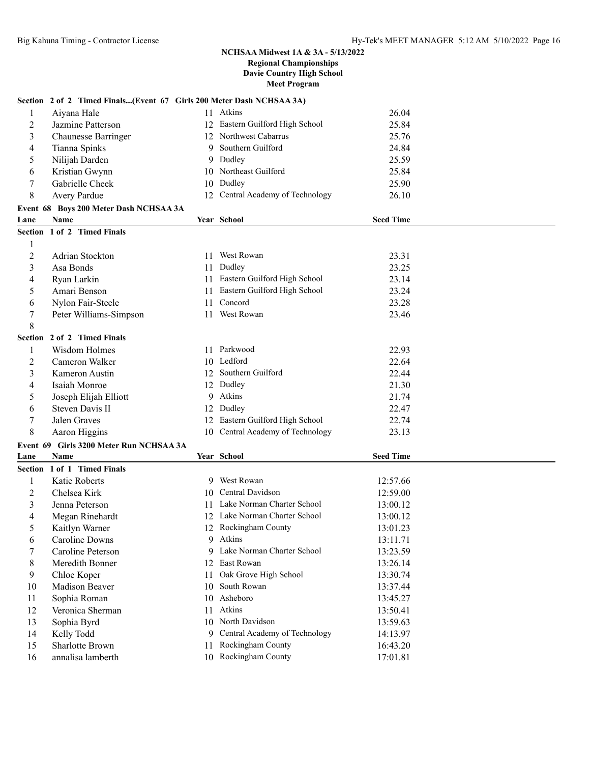**NCHSAA Midwest 1A & 3A - 5/13/2022**
**Regional Championships**
**Davie Country High School**
**Meet Program**

### Section 2 of 2 Timed Finals...(Event 67 Girls 200 Meter Dash NCHSAA 3A)

| Lane | Name | Year | School | Seed Time |
|---|---|---|---|---|
| 1 | Aiyana Hale | 11 | Atkins | 26.04 |
| 2 | Jazmine Patterson | 12 | Eastern Guilford High School | 25.84 |
| 3 | Chaunesse Barringer | 12 | Northwest Cabarrus | 25.76 |
| 4 | Tianna Spinks | 9 | Southern Guilford | 24.84 |
| 5 | Nilijah Darden | 9 | Dudley | 25.59 |
| 6 | Kristian Gwynn | 10 | Northeast Guilford | 25.84 |
| 7 | Gabrielle Cheek | 10 | Dudley | 25.90 |
| 8 | Avery Pardue | 12 | Central Academy of Technology | 26.10 |

### Event 68 Boys 200 Meter Dash NCHSAA 3A

| Lane | Name | Year | School | Seed Time |
|---|---|---|---|---|
| **Section 1 of 2 Timed Finals** | | | | |
| 1 | | | | |
| 2 | Adrian Stockton | 11 | West Rowan | 23.31 |
| 3 | Asa Bonds | 11 | Dudley | 23.25 |
| 4 | Ryan Larkin | 11 | Eastern Guilford High School | 23.14 |
| 5 | Amari Benson | 11 | Eastern Guilford High School | 23.24 |
| 6 | Nylon Fair-Steele | 11 | Concord | 23.28 |
| 7 | Peter Williams-Simpson | 11 | West Rowan | 23.46 |
| 8 | | | | |
| **Section 2 of 2 Timed Finals** | | | | |
| 1 | Wisdom Holmes | 11 | Parkwood | 22.93 |
| 2 | Cameron Walker | 10 | Ledford | 22.64 |
| 3 | Kameron Austin | 12 | Southern Guilford | 22.44 |
| 4 | Isaiah Monroe | 12 | Dudley | 21.30 |
| 5 | Joseph Elijah Elliott | 9 | Atkins | 21.74 |
| 6 | Steven Davis II | 12 | Dudley | 22.47 |
| 7 | Jalen Graves | 12 | Eastern Guilford High School | 22.74 |
| 8 | Aaron Higgins | 10 | Central Academy of Technology | 23.13 |

### Event 69 Girls 3200 Meter Run NCHSAA 3A

| Lane | Name | Year | School | Seed Time |
|---|---|---|---|---|
| **Section 1 of 1 Timed Finals** | | | | |
| 1 | Katie Roberts | 9 | West Rowan | 12:57.66 |
| 2 | Chelsea Kirk | 10 | Central Davidson | 12:59.00 |
| 3 | Jenna Peterson | 11 | Lake Norman Charter School | 13:00.12 |
| 4 | Megan Rinehardt | 12 | Lake Norman Charter School | 13:00.12 |
| 5 | Kaitlyn Warner | 12 | Rockingham County | 13:01.23 |
| 6 | Caroline Downs | 9 | Atkins | 13:11.71 |
| 7 | Caroline Peterson | 9 | Lake Norman Charter School | 13:23.59 |
| 8 | Meredith Bonner | 12 | East Rowan | 13:26.14 |
| 9 | Chloe Koper | 11 | Oak Grove High School | 13:30.74 |
| 10 | Madison Beaver | 10 | South Rowan | 13:37.44 |
| 11 | Sophia Roman | 10 | Asheboro | 13:45.27 |
| 12 | Veronica Sherman | 11 | Atkins | 13:50.41 |
| 13 | Sophia Byrd | 10 | North Davidson | 13:59.63 |
| 14 | Kelly Todd | 9 | Central Academy of Technology | 14:13.97 |
| 15 | Sharlotte Brown | 11 | Rockingham County | 16:43.20 |
| 16 | annalisa lamberth | 10 | Rockingham County | 17:01.81 |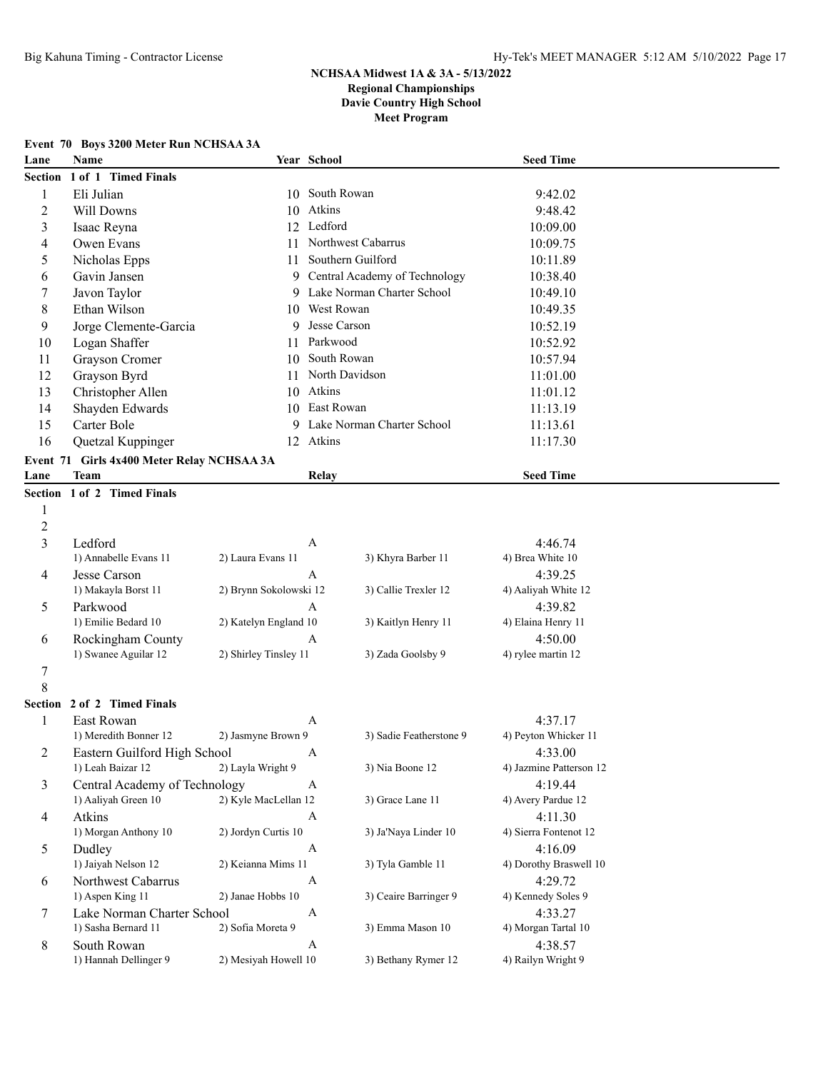**NCHSAA Midwest 1A & 3A - 5/13/2022**
**Regional Championships**
**Davie Country High School**
**Meet Program**

**Event 70 Boys 3200 Meter Run NCHSAA 3A**

| Lane | Name | Year | School | Seed Time |
|---|---|---|---|---|
| **Section 1 of 1 Timed Finals** | | | | |
| 1 | Eli Julian | 10 | South Rowan | 9:42.02 |
| 2 | Will Downs | 10 | Atkins | 9:48.42 |
| 3 | Isaac Reyna | 12 | Ledford | 10:09.00 |
| 4 | Owen Evans | 11 | Northwest Cabarrus | 10:09.75 |
| 5 | Nicholas Epps | 11 | Southern Guilford | 10:11.89 |
| 6 | Gavin Jansen | 9 | Central Academy of Technology | 10:38.40 |
| 7 | Javon Taylor | 9 | Lake Norman Charter School | 10:49.10 |
| 8 | Ethan Wilson | 10 | West Rowan | 10:49.35 |
| 9 | Jorge Clemente-Garcia | 9 | Jesse Carson | 10:52.19 |
| 10 | Logan Shaffer | 11 | Parkwood | 10:52.92 |
| 11 | Grayson Cromer | 10 | South Rowan | 10:57.94 |
| 12 | Grayson Byrd | 11 | North Davidson | 11:01.00 |
| 13 | Christopher Allen | 10 | Atkins | 11:01.12 |
| 14 | Shayden Edwards | 10 | East Rowan | 11:13.19 |
| 15 | Carter Bole | 9 | Lake Norman Charter School | 11:13.61 |
| 16 | Quetzal Kuppinger | 12 | Atkins | 11:17.30 |

**Event 71 Girls 4x400 Meter Relay NCHSAA 3A**

| Lane | Team | Relay | Seed Time |
|---|---|---|---|
| **Section 1 of 2 Timed Finals** | | | |
| 1 | | | |
| 2 | | | |
| 3 | Ledford | A | 4:46.74 |
| | 1) Annabelle Evans 11; 2) Laura Evans 11; 3) Khyra Barber 11; 4) Brea White 10 | | |
| 4 | Jesse Carson | A | 4:39.25 |
| | 1) Makayla Borst 11; 2) Brynn Sokolowski 12; 3) Callie Trexler 12; 4) Aaliyah White 12 | | |
| 5 | Parkwood | A | 4:39.82 |
| | 1) Emilie Bedard 10; 2) Katelyn England 10; 3) Kaitlyn Henry 11; 4) Elaina Henry 11 | | |
| 6 | Rockingham County | A | 4:50.00 |
| | 1) Swanee Aguilar 12; 2) Shirley Tinsley 11; 3) Zada Goolsby 9; 4) rylee martin 12 | | |
| 7 | | | |
| 8 | | | |
| **Section 2 of 2 Timed Finals** | | | |
| 1 | East Rowan | A | 4:37.17 |
| | 1) Meredith Bonner 12; 2) Jasmyne Brown 9; 3) Sadie Featherstone 9; 4) Peyton Whicker 11 | | |
| 2 | Eastern Guilford High School | A | 4:33.00 |
| | 1) Leah Baizar 12; 2) Layla Wright 9; 3) Nia Boone 12; 4) Jazmine Patterson 12 | | |
| 3 | Central Academy of Technology | A | 4:19.44 |
| | 1) Aaliyah Green 10; 2) Kyle MacLellan 12; 3) Grace Lane 11; 4) Avery Pardue 12 | | |
| 4 | Atkins | A | 4:11.30 |
| | 1) Morgan Anthony 10; 2) Jordyn Curtis 10; 3) Ja'Naya Linder 10; 4) Sierra Fontenot 12 | | |
| 5 | Dudley | A | 4:16.09 |
| | 1) Jaiyah Nelson 12; 2) Keianna Mims 11; 3) Tyla Gamble 11; 4) Dorothy Braswell 10 | | |
| 6 | Northwest Cabarrus | A | 4:29.72 |
| | 1) Aspen King 11; 2) Janae Hobbs 10; 3) Ceaire Barringer 9; 4) Kennedy Soles 9 | | |
| 7 | Lake Norman Charter School | A | 4:33.27 |
| | 1) Sasha Bernard 11; 2) Sofia Moreta 9; 3) Emma Mason 10; 4) Morgan Tartal 10 | | |
| 8 | South Rowan | A | 4:38.57 |
| | 1) Hannah Dellinger 9; 2) Mesiyah Howell 10; 3) Bethany Rymer 12; 4) Railyn Wright 9 | | |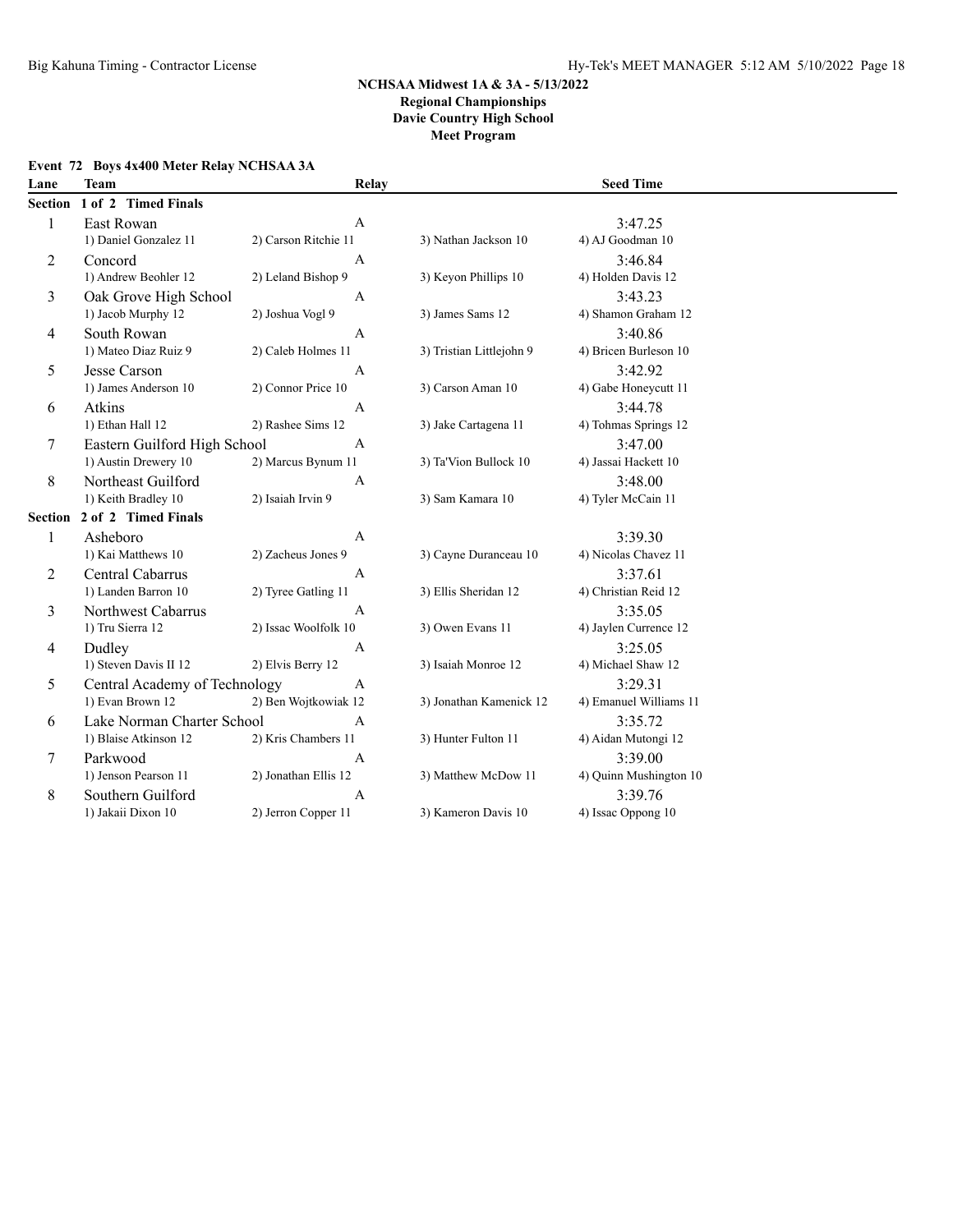## NCHSAA Midwest 1A & 3A - 5/13/2022
### Regional Championships
### Davie Country High School
### Meet Program

**Event 72 Boys 4x400 Meter Relay NCHSAA 3A**

| Lane | Team | Relay | | Seed Time |
|---|---|---|---|---|
| **Section 1 of 2 Timed Finals** | | | | |
| 1 | East Rowan | A | | 3:47.25 |
| | 1) Daniel Gonzalez 11 | 2) Carson Ritchie 11 | 3) Nathan Jackson 10 | 4) AJ Goodman 10 |
| 2 | Concord | A | | 3:46.84 |
| | 1) Andrew Beohler 12 | 2) Leland Bishop 9 | 3) Keyon Phillips 10 | 4) Holden Davis 12 |
| 3 | Oak Grove High School | A | | 3:43.23 |
| | 1) Jacob Murphy 12 | 2) Joshua Vogl 9 | 3) James Sams 12 | 4) Shamon Graham 12 |
| 4 | South Rowan | A | | 3:40.86 |
| | 1) Mateo Diaz Ruiz 9 | 2) Caleb Holmes 11 | 3) Tristian Littlejohn 9 | 4) Bricen Burleson 10 |
| 5 | Jesse Carson | A | | 3:42.92 |
| | 1) James Anderson 10 | 2) Connor Price 10 | 3) Carson Aman 10 | 4) Gabe Honeycutt 11 |
| 6 | Atkins | A | | 3:44.78 |
| | 1) Ethan Hall 12 | 2) Rashee Sims 12 | 3) Jake Cartagena 11 | 4) Tohmas Springs 12 |
| 7 | Eastern Guilford High School | A | | 3:47.00 |
| | 1) Austin Drewery 10 | 2) Marcus Bynum 11 | 3) Ta'Vion Bullock 10 | 4) Jassai Hackett 10 |
| 8 | Northeast Guilford | A | | 3:48.00 |
| | 1) Keith Bradley 10 | 2) Isaiah Irvin 9 | 3) Sam Kamara 10 | 4) Tyler McCain 11 |
| **Section 2 of 2 Timed Finals** | | | | |
| 1 | Asheboro | A | | 3:39.30 |
| | 1) Kai Matthews 10 | 2) Zacheus Jones 9 | 3) Cayne Duranceau 10 | 4) Nicolas Chavez 11 |
| 2 | Central Cabarrus | A | | 3:37.61 |
| | 1) Landen Barron 10 | 2) Tyree Gatling 11 | 3) Ellis Sheridan 12 | 4) Christian Reid 12 |
| 3 | Northwest Cabarrus | A | | 3:35.05 |
| | 1) Tru Sierra 12 | 2) Issac Woolfolk 10 | 3) Owen Evans 11 | 4) Jaylen Currence 12 |
| 4 | Dudley | A | | 3:25.05 |
| | 1) Steven Davis II 12 | 2) Elvis Berry 12 | 3) Isaiah Monroe 12 | 4) Michael Shaw 12 |
| 5 | Central Academy of Technology | A | | 3:29.31 |
| | 1) Evan Brown 12 | 2) Ben Wojtkowiak 12 | 3) Jonathan Kamenick 12 | 4) Emanuel Williams 11 |
| 6 | Lake Norman Charter School | A | | 3:35.72 |
| | 1) Blaise Atkinson 12 | 2) Kris Chambers 11 | 3) Hunter Fulton 11 | 4) Aidan Mutongi 12 |
| 7 | Parkwood | A | | 3:39.00 |
| | 1) Jenson Pearson 11 | 2) Jonathan Ellis 12 | 3) Matthew McDow 11 | 4) Quinn Mushington 10 |
| 8 | Southern Guilford | A | | 3:39.76 |
| | 1) Jakaii Dixon 10 | 2) Jerron Copper 11 | 3) Kameron Davis 10 | 4) Issac Oppong 10 |